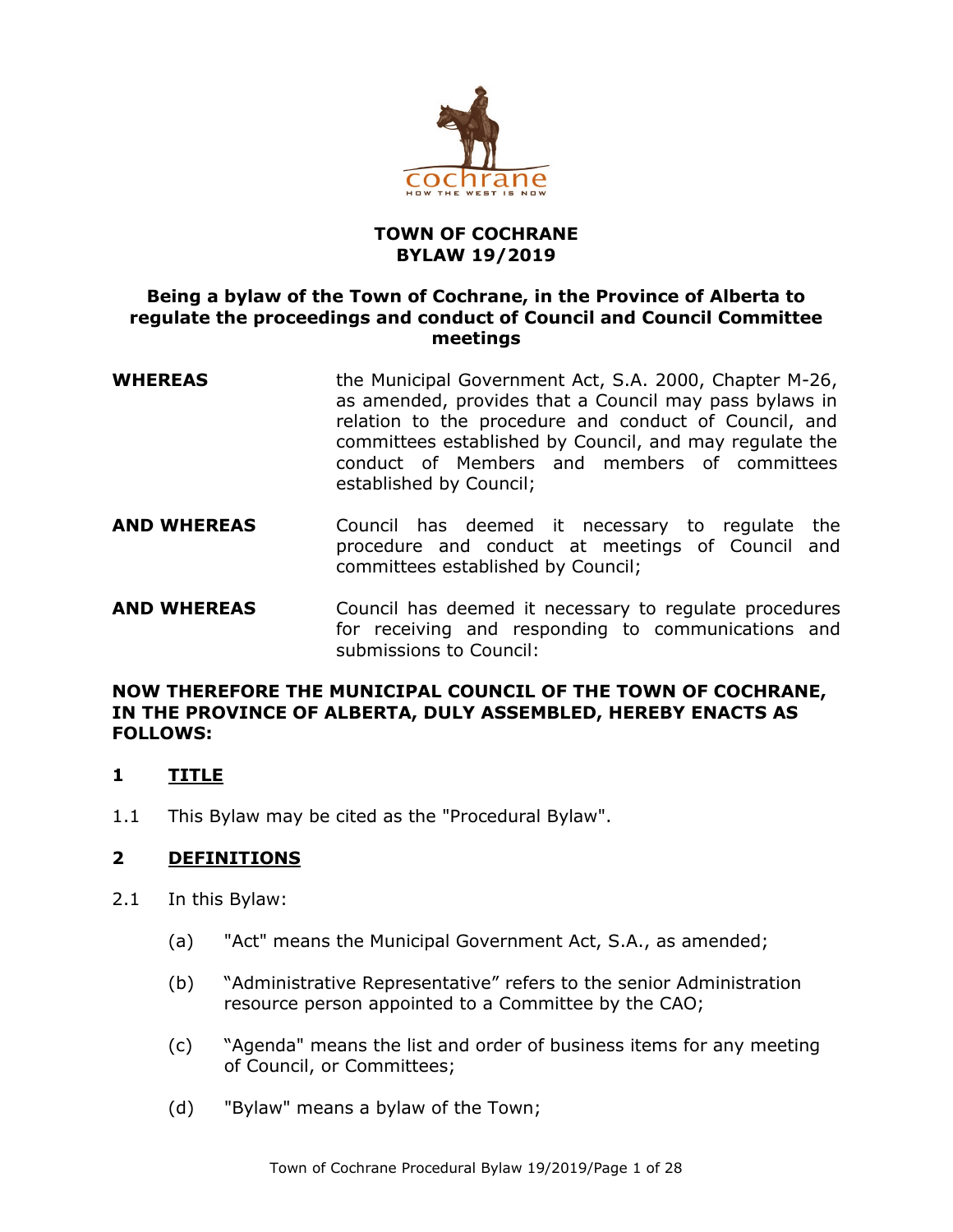# TOWN OF COCHRANE
# BYLAW 19/2019

## Being a bylaw of the Town of Cochrane, in the Province of Alberta to regulate the proceedings and conduct of Council and Council Committee meetings

**WHEREAS** the Municipal Government Act, S.A. 2000, Chapter M-26, as amended, provides that a Council may pass bylaws in relation to the procedure and conduct of Council, and committees established by Council, and may regulate the conduct of Members and members of committees established by Council;

**AND WHEREAS** Council has deemed it necessary to regulate the procedure and conduct at meetings of Council and committees established by Council;

**AND WHEREAS** Council has deemed it necessary to regulate procedures for receiving and responding to communications and submissions to Council:

**NOW THEREFORE THE MUNICIPAL COUNCIL OF THE TOWN OF COCHRANE, IN THE PROVINCE OF ALBERTA, DULY ASSEMBLED, HEREBY ENACTS AS FOLLOWS:**

## 1 TITLE

1.1 This Bylaw may be cited as the "Procedural Bylaw".

## 2 DEFINITIONS

2.1 In this Bylaw:

(a) "Act" means the Municipal Government Act, S.A., as amended;

(b) "Administrative Representative" refers to the senior Administration resource person appointed to a Committee by the CAO;

(c) "Agenda" means the list and order of business items for any meeting of Council, or Committees;

(d) "Bylaw" means a bylaw of the Town;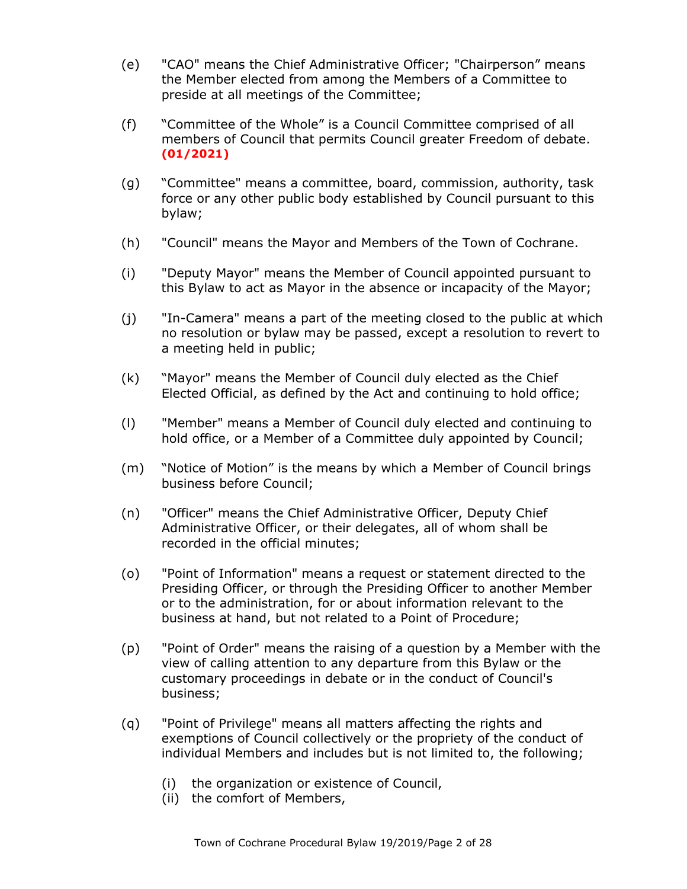(e) "CAO" means the Chief Administrative Officer; "Chairperson" means the Member elected from among the Members of a Committee to preside at all meetings of the Committee;

(f) "Committee of the Whole" is a Council Committee comprised of all members of Council that permits Council greater Freedom of debate. **(01/2021)**

(g) "Committee" means a committee, board, commission, authority, task force or any other public body established by Council pursuant to this bylaw;

(h) "Council" means the Mayor and Members of the Town of Cochrane.

(i) "Deputy Mayor" means the Member of Council appointed pursuant to this Bylaw to act as Mayor in the absence or incapacity of the Mayor;

(j) "In-Camera" means a part of the meeting closed to the public at which no resolution or bylaw may be passed, except a resolution to revert to a meeting held in public;

(k) "Mayor" means the Member of Council duly elected as the Chief Elected Official, as defined by the Act and continuing to hold office;

(l) "Member" means a Member of Council duly elected and continuing to hold office, or a Member of a Committee duly appointed by Council;

(m) "Notice of Motion" is the means by which a Member of Council brings business before Council;

(n) "Officer" means the Chief Administrative Officer, Deputy Chief Administrative Officer, or their delegates, all of whom shall be recorded in the official minutes;

(o) "Point of Information" means a request or statement directed to the Presiding Officer, or through the Presiding Officer to another Member or to the administration, for or about information relevant to the business at hand, but not related to a Point of Procedure;

(p) "Point of Order" means the raising of a question by a Member with the view of calling attention to any departure from this Bylaw or the customary proceedings in debate or in the conduct of Council's business;

(q) "Point of Privilege" means all matters affecting the rights and exemptions of Council collectively or the propriety of the conduct of individual Members and includes but is not limited to, the following;

  (i) the organization or existence of Council,
  (ii) the comfort of Members,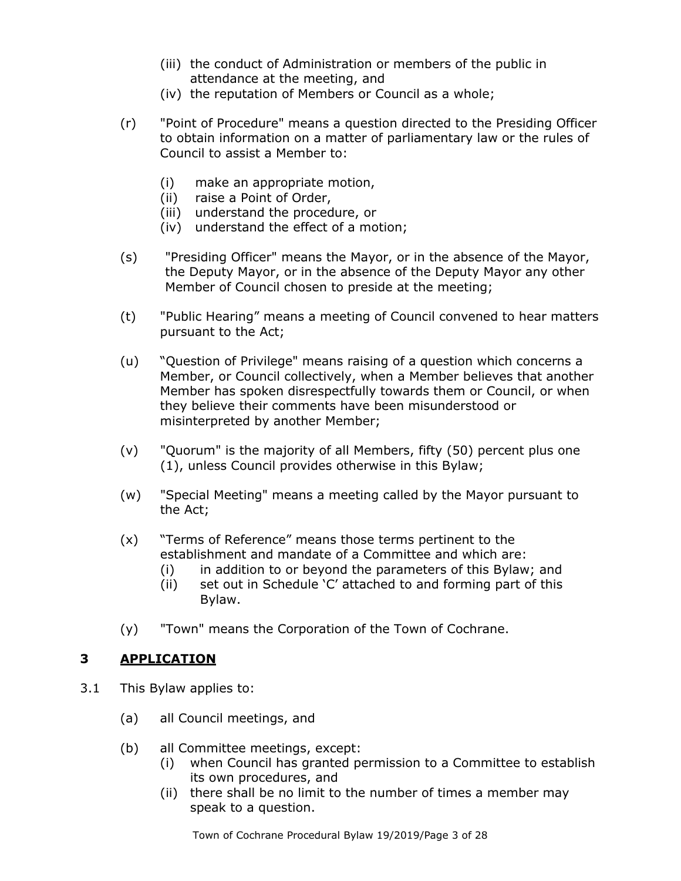- (iii) the conduct of Administration or members of the public in attendance at the meeting, and
   - (iv) the reputation of Members or Council as a whole;

- (r) "Point of Procedure" means a question directed to the Presiding Officer to obtain information on a matter of parliamentary law or the rules of Council to assist a Member to:

   - (i) make an appropriate motion,
   - (ii) raise a Point of Order,
   - (iii) understand the procedure, or
   - (iv) understand the effect of a motion;

- (s) "Presiding Officer" means the Mayor, or in the absence of the Mayor, the Deputy Mayor, or in the absence of the Deputy Mayor any other Member of Council chosen to preside at the meeting;

- (t) "Public Hearing" means a meeting of Council convened to hear matters pursuant to the Act;

- (u) "Question of Privilege" means raising of a question which concerns a Member, or Council collectively, when a Member believes that another Member has spoken disrespectfully towards them or Council, or when they believe their comments have been misunderstood or misinterpreted by another Member;

- (v) "Quorum" is the majority of all Members, fifty (50) percent plus one (1), unless Council provides otherwise in this Bylaw;

- (w) "Special Meeting" means a meeting called by the Mayor pursuant to the Act;

- (x) "Terms of Reference" means those terms pertinent to the establishment and mandate of a Committee and which are:
   - (i) in addition to or beyond the parameters of this Bylaw; and
   - (ii) set out in Schedule 'C' attached to and forming part of this Bylaw.

- (y) "Town" means the Corporation of the Town of Cochrane.

## 3 <u>APPLICATION</u>

3.1 This Bylaw applies to:

- (a) all Council meetings, and

- (b) all Committee meetings, except:
   - (i) when Council has granted permission to a Committee to establish its own procedures, and
   - (ii) there shall be no limit to the number of times a member may speak to a question.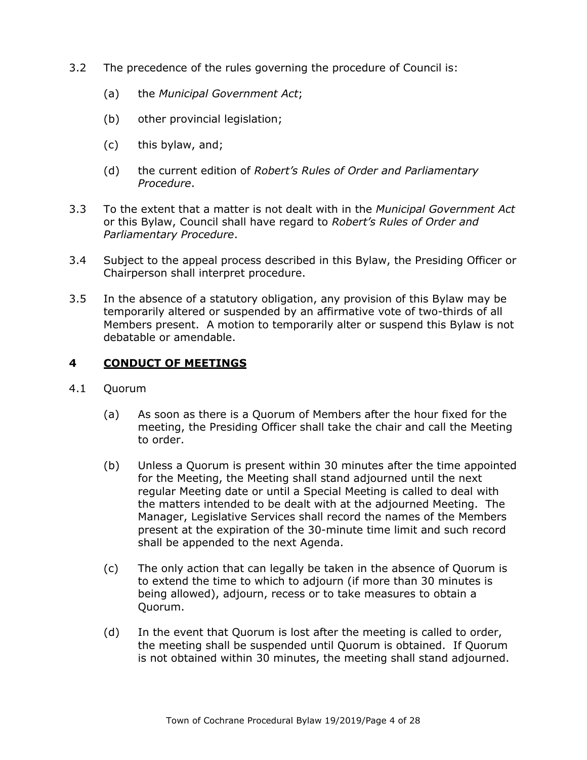3.2 The precedence of the rules governing the procedure of Council is:

(a) the *Municipal Government Act*;

(b) other provincial legislation;

(c) this bylaw, and;

(d) the current edition of *Robert's Rules of Order and Parliamentary Procedure*.

3.3 To the extent that a matter is not dealt with in the *Municipal Government Act* or this Bylaw, Council shall have regard to *Robert's Rules of Order and Parliamentary Procedure*.

3.4 Subject to the appeal process described in this Bylaw, the Presiding Officer or Chairperson shall interpret procedure.

3.5 In the absence of a statutory obligation, any provision of this Bylaw may be temporarily altered or suspended by an affirmative vote of two-thirds of all Members present. A motion to temporarily alter or suspend this Bylaw is not debatable or amendable.

## 4 <u>CONDUCT OF MEETINGS</u>

4.1 Quorum

(a) As soon as there is a Quorum of Members after the hour fixed for the meeting, the Presiding Officer shall take the chair and call the Meeting to order.

(b) Unless a Quorum is present within 30 minutes after the time appointed for the Meeting, the Meeting shall stand adjourned until the next regular Meeting date or until a Special Meeting is called to deal with the matters intended to be dealt with at the adjourned Meeting. The Manager, Legislative Services shall record the names of the Members present at the expiration of the 30-minute time limit and such record shall be appended to the next Agenda.

(c) The only action that can legally be taken in the absence of Quorum is to extend the time to which to adjourn (if more than 30 minutes is being allowed), adjourn, recess or to take measures to obtain a Quorum.

(d) In the event that Quorum is lost after the meeting is called to order, the meeting shall be suspended until Quorum is obtained. If Quorum is not obtained within 30 minutes, the meeting shall stand adjourned.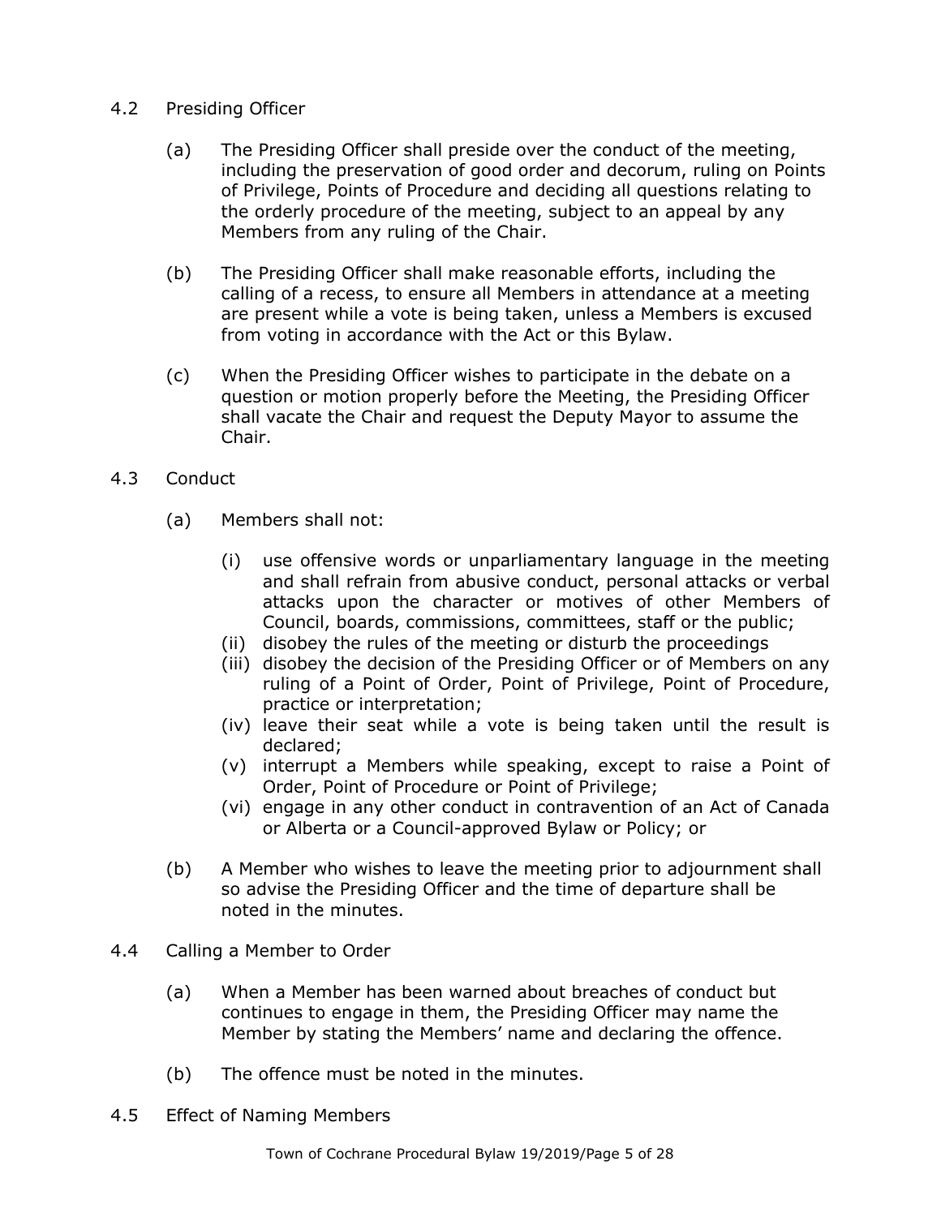4.2 Presiding Officer

(a) The Presiding Officer shall preside over the conduct of the meeting, including the preservation of good order and decorum, ruling on Points of Privilege, Points of Procedure and deciding all questions relating to the orderly procedure of the meeting, subject to an appeal by any Members from any ruling of the Chair.

(b) The Presiding Officer shall make reasonable efforts, including the calling of a recess, to ensure all Members in attendance at a meeting are present while a vote is being taken, unless a Members is excused from voting in accordance with the Act or this Bylaw.

(c) When the Presiding Officer wishes to participate in the debate on a question or motion properly before the Meeting, the Presiding Officer shall vacate the Chair and request the Deputy Mayor to assume the Chair.

4.3 Conduct

(a) Members shall not:

(i) use offensive words or unparliamentary language in the meeting and shall refrain from abusive conduct, personal attacks or verbal attacks upon the character or motives of other Members of Council, boards, commissions, committees, staff or the public;
(ii) disobey the rules of the meeting or disturb the proceedings
(iii) disobey the decision of the Presiding Officer or of Members on any ruling of a Point of Order, Point of Privilege, Point of Procedure, practice or interpretation;
(iv) leave their seat while a vote is being taken until the result is declared;
(v) interrupt a Members while speaking, except to raise a Point of Order, Point of Procedure or Point of Privilege;
(vi) engage in any other conduct in contravention of an Act of Canada or Alberta or a Council-approved Bylaw or Policy; or

(b) A Member who wishes to leave the meeting prior to adjournment shall so advise the Presiding Officer and the time of departure shall be noted in the minutes.

4.4 Calling a Member to Order

(a) When a Member has been warned about breaches of conduct but continues to engage in them, the Presiding Officer may name the Member by stating the Members' name and declaring the offence.

(b) The offence must be noted in the minutes.

4.5 Effect of Naming Members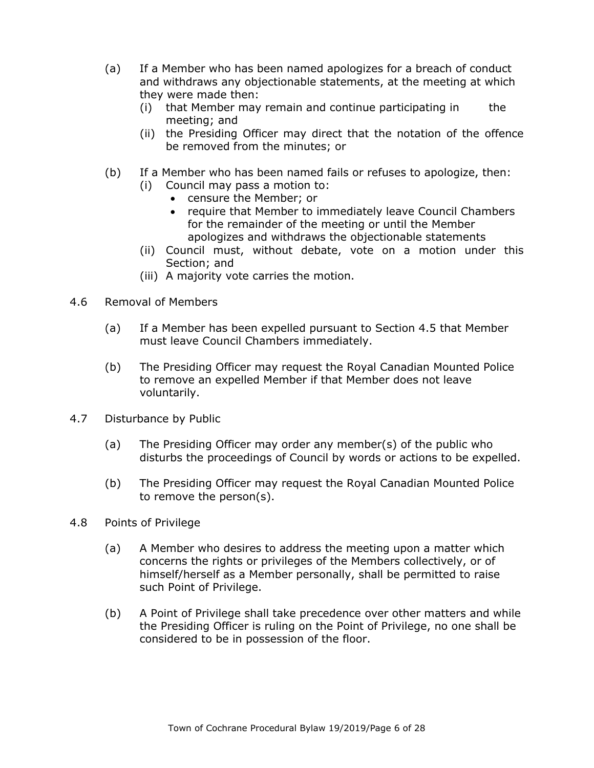(a) If a Member who has been named apologizes for a breach of conduct and withdraws any objectionable statements, at the meeting at which they were made then:

  (i) that Member may remain and continue participating in the meeting; and

  (ii) the Presiding Officer may direct that the notation of the offence be removed from the minutes; or

(b) If a Member who has been named fails or refuses to apologize, then:

  (i) Council may pass a motion to:

   - censure the Member; or
   - require that Member to immediately leave Council Chambers for the remainder of the meeting or until the Member apologizes and withdraws the objectionable statements

  (ii) Council must, without debate, vote on a motion under this Section; and

  (iii) A majority vote carries the motion.

4.6 Removal of Members

(a) If a Member has been expelled pursuant to Section 4.5 that Member must leave Council Chambers immediately.

(b) The Presiding Officer may request the Royal Canadian Mounted Police to remove an expelled Member if that Member does not leave voluntarily.

4.7 Disturbance by Public

(a) The Presiding Officer may order any member(s) of the public who disturbs the proceedings of Council by words or actions to be expelled.

(b) The Presiding Officer may request the Royal Canadian Mounted Police to remove the person(s).

4.8 Points of Privilege

(a) A Member who desires to address the meeting upon a matter which concerns the rights or privileges of the Members collectively, or of himself/herself as a Member personally, shall be permitted to raise such Point of Privilege.

(b) A Point of Privilege shall take precedence over other matters and while the Presiding Officer is ruling on the Point of Privilege, no one shall be considered to be in possession of the floor.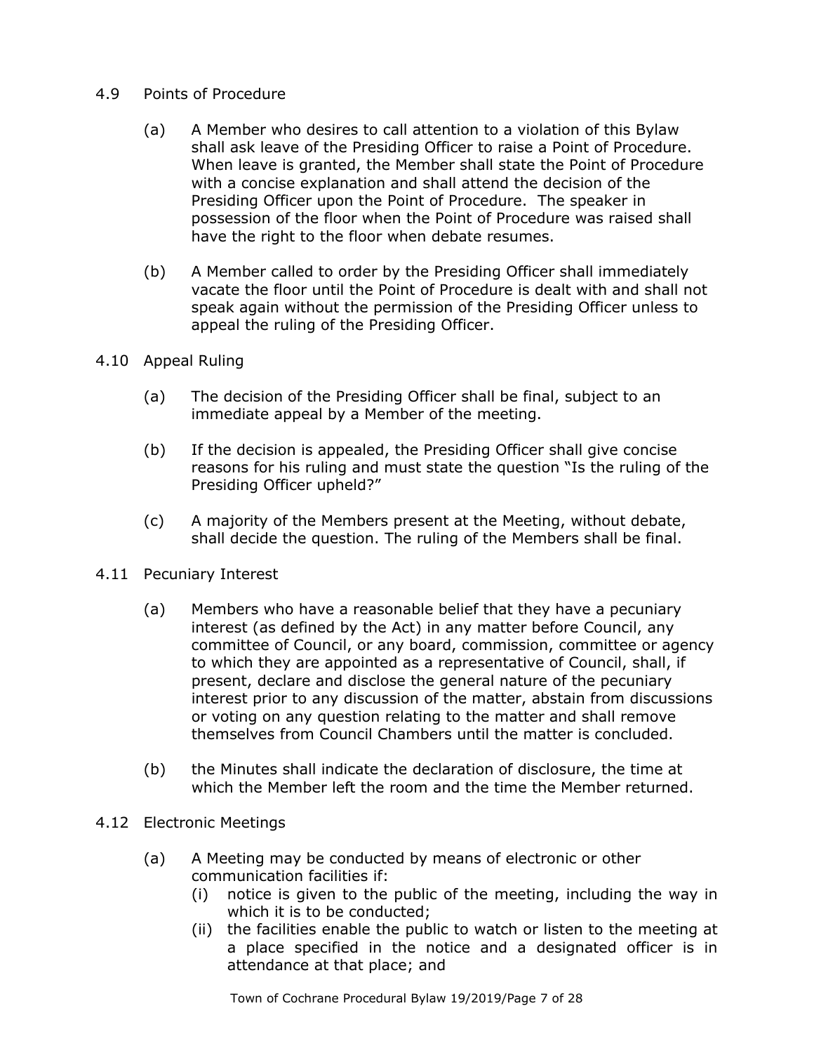## 4.9 Points of Procedure

(a) A Member who desires to call attention to a violation of this Bylaw shall ask leave of the Presiding Officer to raise a Point of Procedure. When leave is granted, the Member shall state the Point of Procedure with a concise explanation and shall attend the decision of the Presiding Officer upon the Point of Procedure. The speaker in possession of the floor when the Point of Procedure was raised shall have the right to the floor when debate resumes.

(b) A Member called to order by the Presiding Officer shall immediately vacate the floor until the Point of Procedure is dealt with and shall not speak again without the permission of the Presiding Officer unless to appeal the ruling of the Presiding Officer.

## 4.10 Appeal Ruling

(a) The decision of the Presiding Officer shall be final, subject to an immediate appeal by a Member of the meeting.

(b) If the decision is appealed, the Presiding Officer shall give concise reasons for his ruling and must state the question "Is the ruling of the Presiding Officer upheld?"

(c) A majority of the Members present at the Meeting, without debate, shall decide the question. The ruling of the Members shall be final.

## 4.11 Pecuniary Interest

(a) Members who have a reasonable belief that they have a pecuniary interest (as defined by the Act) in any matter before Council, any committee of Council, or any board, commission, committee or agency to which they are appointed as a representative of Council, shall, if present, declare and disclose the general nature of the pecuniary interest prior to any discussion of the matter, abstain from discussions or voting on any question relating to the matter and shall remove themselves from Council Chambers until the matter is concluded.

(b) the Minutes shall indicate the declaration of disclosure, the time at which the Member left the room and the time the Member returned.

## 4.12 Electronic Meetings

(a) A Meeting may be conducted by means of electronic or other communication facilities if:

(i) notice is given to the public of the meeting, including the way in which it is to be conducted;

(ii) the facilities enable the public to watch or listen to the meeting at a place specified in the notice and a designated officer is in attendance at that place; and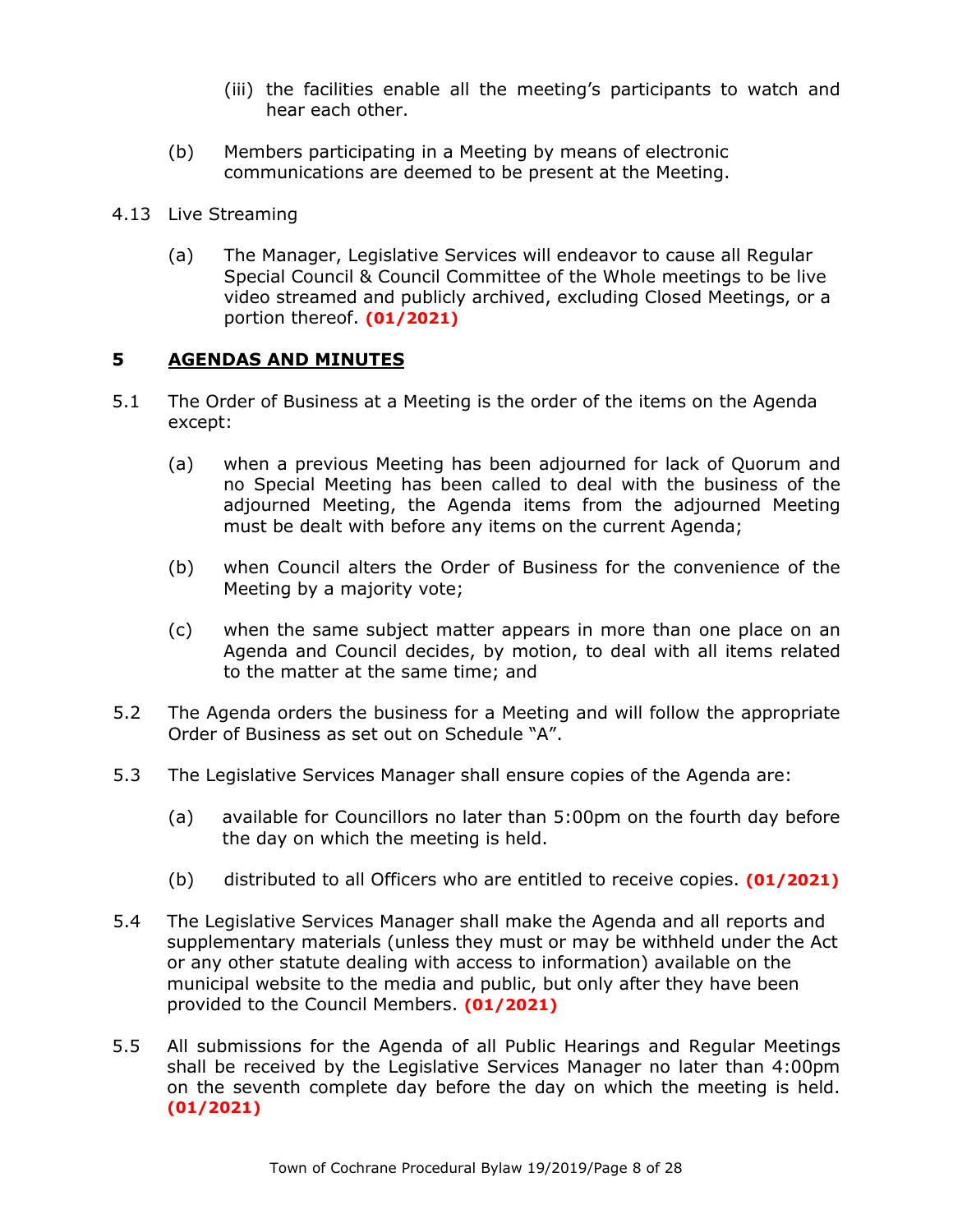(iii) the facilities enable all the meeting's participants to watch and hear each other.

(b) Members participating in a Meeting by means of electronic communications are deemed to be present at the Meeting.

4.13 Live Streaming

(a) The Manager, Legislative Services will endeavor to cause all Regular Special Council & Council Committee of the Whole meetings to be live video streamed and publicly archived, excluding Closed Meetings, or a portion thereof. **(01/2021)**

## 5 AGENDAS AND MINUTES

5.1 The Order of Business at a Meeting is the order of the items on the Agenda except:

(a) when a previous Meeting has been adjourned for lack of Quorum and no Special Meeting has been called to deal with the business of the adjourned Meeting, the Agenda items from the adjourned Meeting must be dealt with before any items on the current Agenda;

(b) when Council alters the Order of Business for the convenience of the Meeting by a majority vote;

(c) when the same subject matter appears in more than one place on an Agenda and Council decides, by motion, to deal with all items related to the matter at the same time; and

5.2 The Agenda orders the business for a Meeting and will follow the appropriate Order of Business as set out on Schedule "A".

5.3 The Legislative Services Manager shall ensure copies of the Agenda are:

(a) available for Councillors no later than 5:00pm on the fourth day before the day on which the meeting is held.

(b) distributed to all Officers who are entitled to receive copies. **(01/2021)**

5.4 The Legislative Services Manager shall make the Agenda and all reports and supplementary materials (unless they must or may be withheld under the Act or any other statute dealing with access to information) available on the municipal website to the media and public, but only after they have been provided to the Council Members. **(01/2021)**

5.5 All submissions for the Agenda of all Public Hearings and Regular Meetings shall be received by the Legislative Services Manager no later than 4:00pm on the seventh complete day before the day on which the meeting is held. **(01/2021)**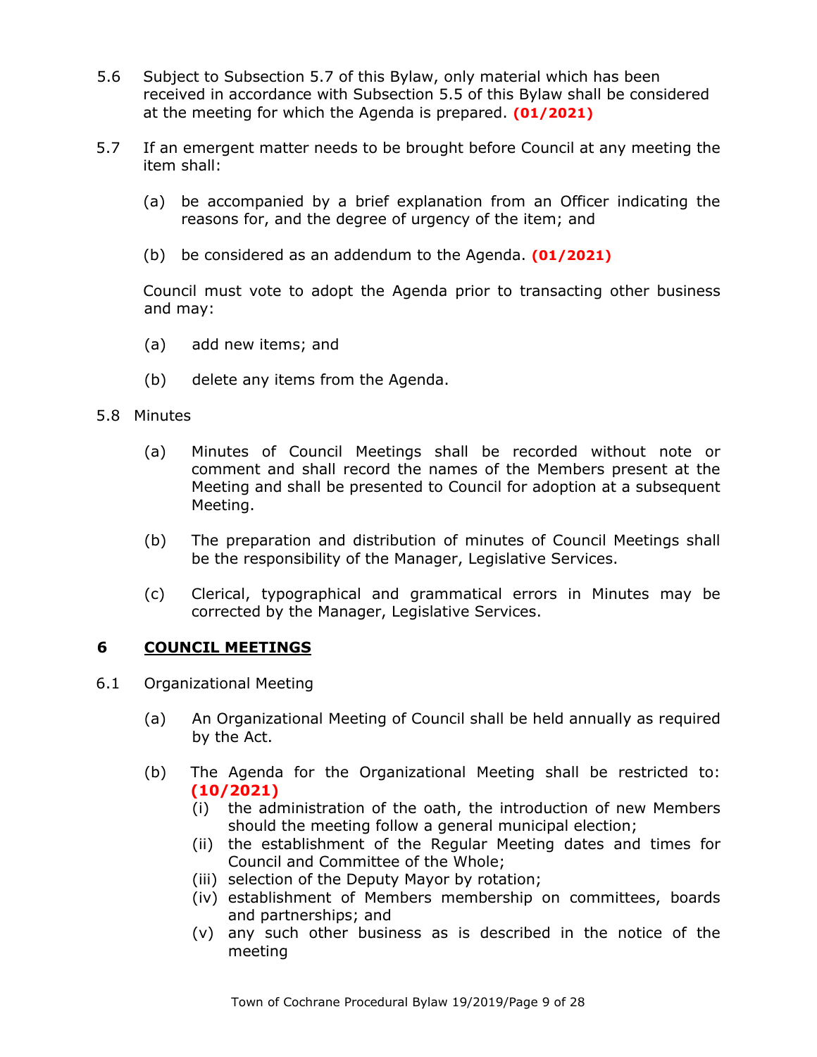5.6 Subject to Subsection 5.7 of this Bylaw, only material which has been received in accordance with Subsection 5.5 of this Bylaw shall be considered at the meeting for which the Agenda is prepared. **(01/2021)**

5.7 If an emergent matter needs to be brought before Council at any meeting the item shall:

(a) be accompanied by a brief explanation from an Officer indicating the reasons for, and the degree of urgency of the item; and

(b) be considered as an addendum to the Agenda. **(01/2021)**

Council must vote to adopt the Agenda prior to transacting other business and may:

(a) add new items; and

(b) delete any items from the Agenda.

5.8 Minutes

(a) Minutes of Council Meetings shall be recorded without note or comment and shall record the names of the Members present at the Meeting and shall be presented to Council for adoption at a subsequent Meeting.

(b) The preparation and distribution of minutes of Council Meetings shall be the responsibility of the Manager, Legislative Services.

(c) Clerical, typographical and grammatical errors in Minutes may be corrected by the Manager, Legislative Services.

## 6 COUNCIL MEETINGS

6.1 Organizational Meeting

(a) An Organizational Meeting of Council shall be held annually as required by the Act.

(b) The Agenda for the Organizational Meeting shall be restricted to: **(10/2021)**

  (i) the administration of the oath, the introduction of new Members should the meeting follow a general municipal election;

  (ii) the establishment of the Regular Meeting dates and times for Council and Committee of the Whole;

  (iii) selection of the Deputy Mayor by rotation;

  (iv) establishment of Members membership on committees, boards and partnerships; and

  (v) any such other business as is described in the notice of the meeting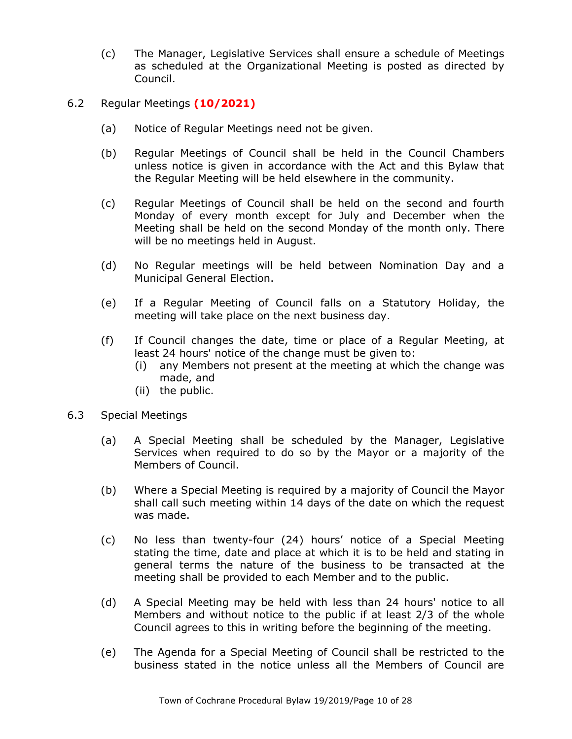(c) The Manager, Legislative Services shall ensure a schedule of Meetings as scheduled at the Organizational Meeting is posted as directed by Council.

6.2 Regular Meetings **(10/2021)**

(a) Notice of Regular Meetings need not be given.

(b) Regular Meetings of Council shall be held in the Council Chambers unless notice is given in accordance with the Act and this Bylaw that the Regular Meeting will be held elsewhere in the community.

(c) Regular Meetings of Council shall be held on the second and fourth Monday of every month except for July and December when the Meeting shall be held on the second Monday of the month only. There will be no meetings held in August.

(d) No Regular meetings will be held between Nomination Day and a Municipal General Election.

(e) If a Regular Meeting of Council falls on a Statutory Holiday, the meeting will take place on the next business day.

(f) If Council changes the date, time or place of a Regular Meeting, at least 24 hours' notice of the change must be given to:
   (i) any Members not present at the meeting at which the change was made, and
   (ii) the public.

6.3 Special Meetings

(a) A Special Meeting shall be scheduled by the Manager, Legislative Services when required to do so by the Mayor or a majority of the Members of Council.

(b) Where a Special Meeting is required by a majority of Council the Mayor shall call such meeting within 14 days of the date on which the request was made.

(c) No less than twenty-four (24) hours' notice of a Special Meeting stating the time, date and place at which it is to be held and stating in general terms the nature of the business to be transacted at the meeting shall be provided to each Member and to the public.

(d) A Special Meeting may be held with less than 24 hours' notice to all Members and without notice to the public if at least 2/3 of the whole Council agrees to this in writing before the beginning of the meeting.

(e) The Agenda for a Special Meeting of Council shall be restricted to the business stated in the notice unless all the Members of Council are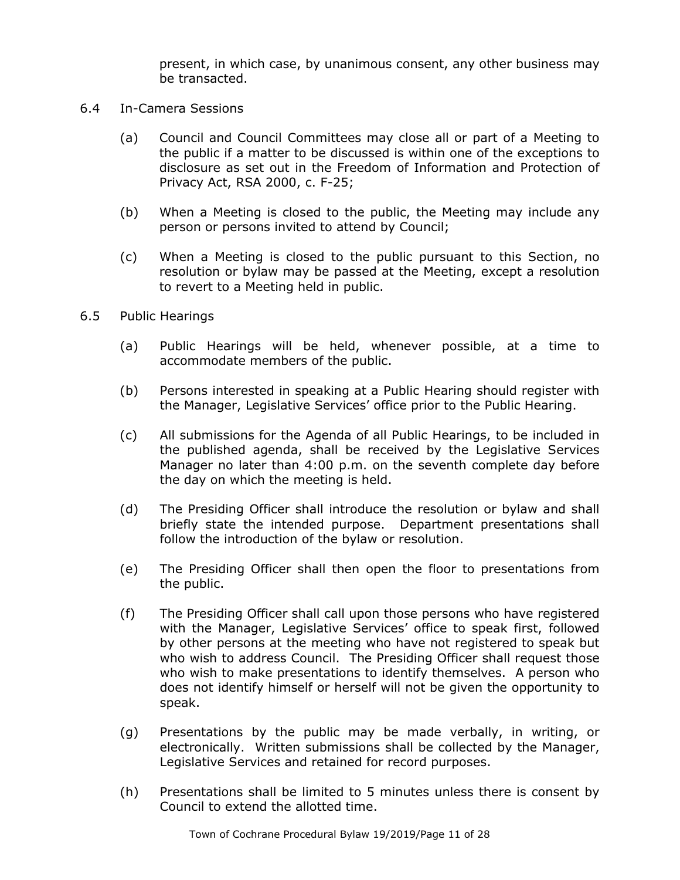present, in which case, by unanimous consent, any other business may be transacted.

6.4 In-Camera Sessions

(a) Council and Council Committees may close all or part of a Meeting to the public if a matter to be discussed is within one of the exceptions to disclosure as set out in the Freedom of Information and Protection of Privacy Act, RSA 2000, c. F-25;

(b) When a Meeting is closed to the public, the Meeting may include any person or persons invited to attend by Council;

(c) When a Meeting is closed to the public pursuant to this Section, no resolution or bylaw may be passed at the Meeting, except a resolution to revert to a Meeting held in public.

6.5 Public Hearings

(a) Public Hearings will be held, whenever possible, at a time to accommodate members of the public.

(b) Persons interested in speaking at a Public Hearing should register with the Manager, Legislative Services' office prior to the Public Hearing.

(c) All submissions for the Agenda of all Public Hearings, to be included in the published agenda, shall be received by the Legislative Services Manager no later than 4:00 p.m. on the seventh complete day before the day on which the meeting is held.

(d) The Presiding Officer shall introduce the resolution or bylaw and shall briefly state the intended purpose. Department presentations shall follow the introduction of the bylaw or resolution.

(e) The Presiding Officer shall then open the floor to presentations from the public.

(f) The Presiding Officer shall call upon those persons who have registered with the Manager, Legislative Services' office to speak first, followed by other persons at the meeting who have not registered to speak but who wish to address Council. The Presiding Officer shall request those who wish to make presentations to identify themselves. A person who does not identify himself or herself will not be given the opportunity to speak.

(g) Presentations by the public may be made verbally, in writing, or electronically. Written submissions shall be collected by the Manager, Legislative Services and retained for record purposes.

(h) Presentations shall be limited to 5 minutes unless there is consent by Council to extend the allotted time.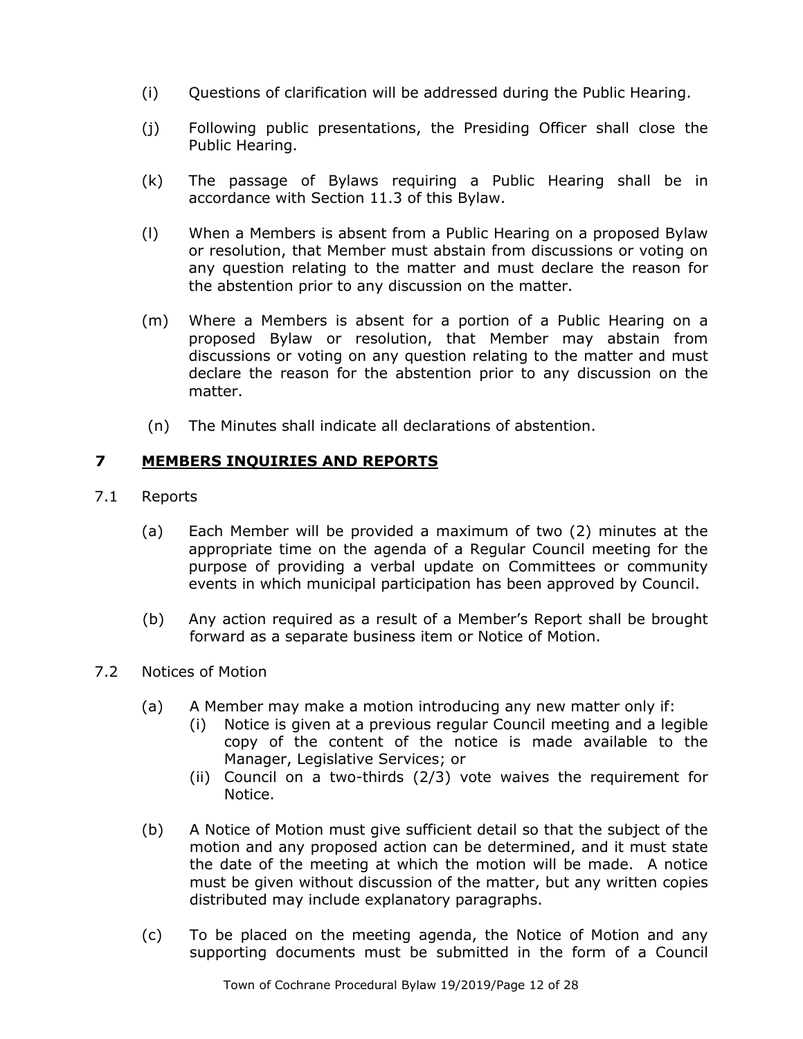(i) Questions of clarification will be addressed during the Public Hearing.

(j) Following public presentations, the Presiding Officer shall close the Public Hearing.

(k) The passage of Bylaws requiring a Public Hearing shall be in accordance with Section 11.3 of this Bylaw.

(l) When a Members is absent from a Public Hearing on a proposed Bylaw or resolution, that Member must abstain from discussions or voting on any question relating to the matter and must declare the reason for the abstention prior to any discussion on the matter.

(m) Where a Members is absent for a portion of a Public Hearing on a proposed Bylaw or resolution, that Member may abstain from discussions or voting on any question relating to the matter and must declare the reason for the abstention prior to any discussion on the matter.

(n) The Minutes shall indicate all declarations of abstention.

## 7 MEMBERS INQUIRIES AND REPORTS

7.1 Reports

(a) Each Member will be provided a maximum of two (2) minutes at the appropriate time on the agenda of a Regular Council meeting for the purpose of providing a verbal update on Committees or community events in which municipal participation has been approved by Council.

(b) Any action required as a result of a Member's Report shall be brought forward as a separate business item or Notice of Motion.

7.2 Notices of Motion

(a) A Member may make a motion introducing any new matter only if:
   (i) Notice is given at a previous regular Council meeting and a legible copy of the content of the notice is made available to the Manager, Legislative Services; or
   (ii) Council on a two-thirds (2/3) vote waives the requirement for Notice.

(b) A Notice of Motion must give sufficient detail so that the subject of the motion and any proposed action can be determined, and it must state the date of the meeting at which the motion will be made. A notice must be given without discussion of the matter, but any written copies distributed may include explanatory paragraphs.

(c) To be placed on the meeting agenda, the Notice of Motion and any supporting documents must be submitted in the form of a Council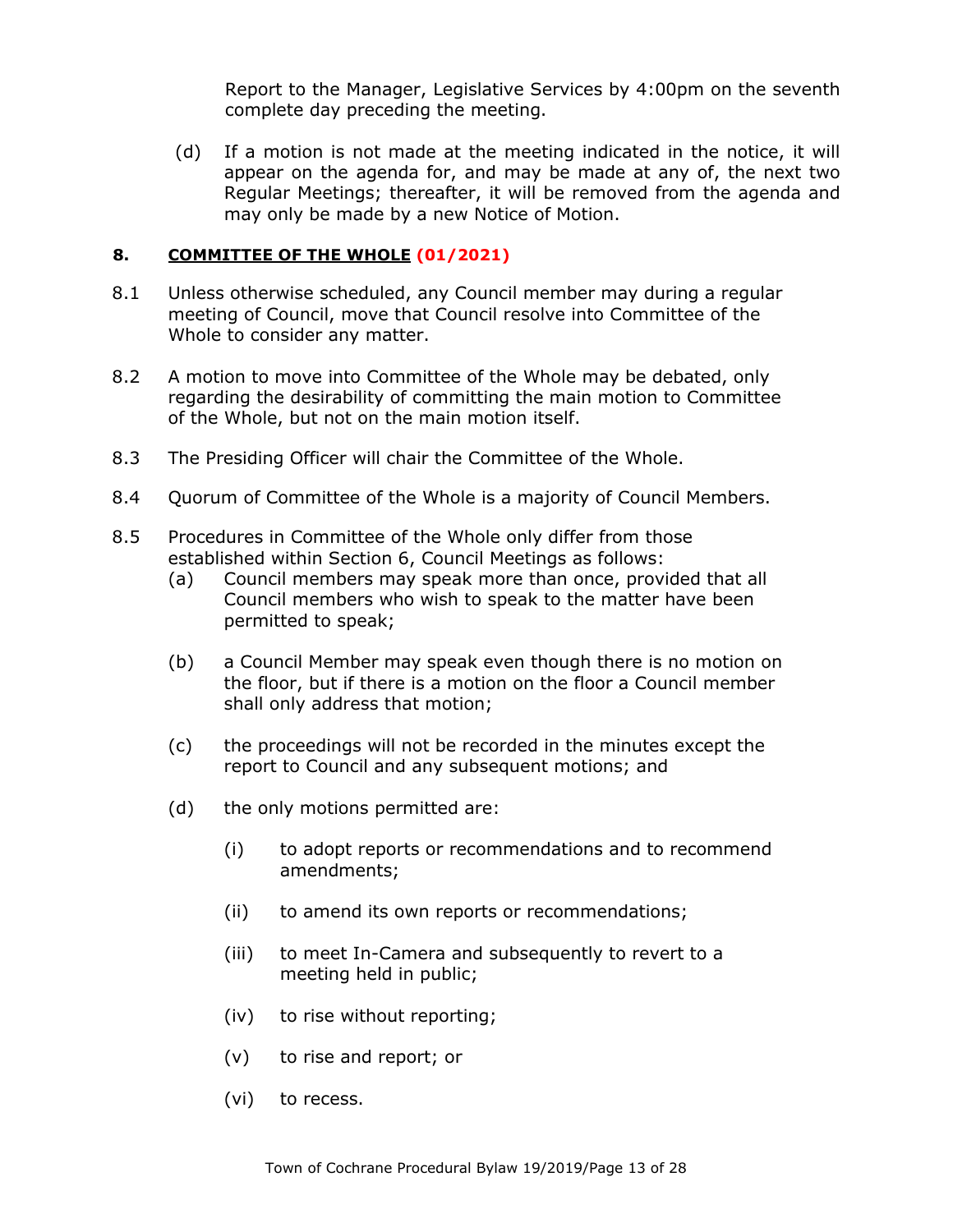Report to the Manager, Legislative Services by 4:00pm on the seventh complete day preceding the meeting.

(d) If a motion is not made at the meeting indicated in the notice, it will appear on the agenda for, and may be made at any of, the next two Regular Meetings; thereafter, it will be removed from the agenda and may only be made by a new Notice of Motion.

## 8. COMMITTEE OF THE WHOLE (01/2021)

8.1 Unless otherwise scheduled, any Council member may during a regular meeting of Council, move that Council resolve into Committee of the Whole to consider any matter.

8.2 A motion to move into Committee of the Whole may be debated, only regarding the desirability of committing the main motion to Committee of the Whole, but not on the main motion itself.

8.3 The Presiding Officer will chair the Committee of the Whole.

8.4 Quorum of Committee of the Whole is a majority of Council Members.

8.5 Procedures in Committee of the Whole only differ from those established within Section 6, Council Meetings as follows:

(a) Council members may speak more than once, provided that all Council members who wish to speak to the matter have been permitted to speak;

(b) a Council Member may speak even though there is no motion on the floor, but if there is a motion on the floor a Council member shall only address that motion;

(c) the proceedings will not be recorded in the minutes except the report to Council and any subsequent motions; and

(d) the only motions permitted are:

(i) to adopt reports or recommendations and to recommend amendments;

(ii) to amend its own reports or recommendations;

(iii) to meet In-Camera and subsequently to revert to a meeting held in public;

(iv) to rise without reporting;

(v) to rise and report; or

(vi) to recess.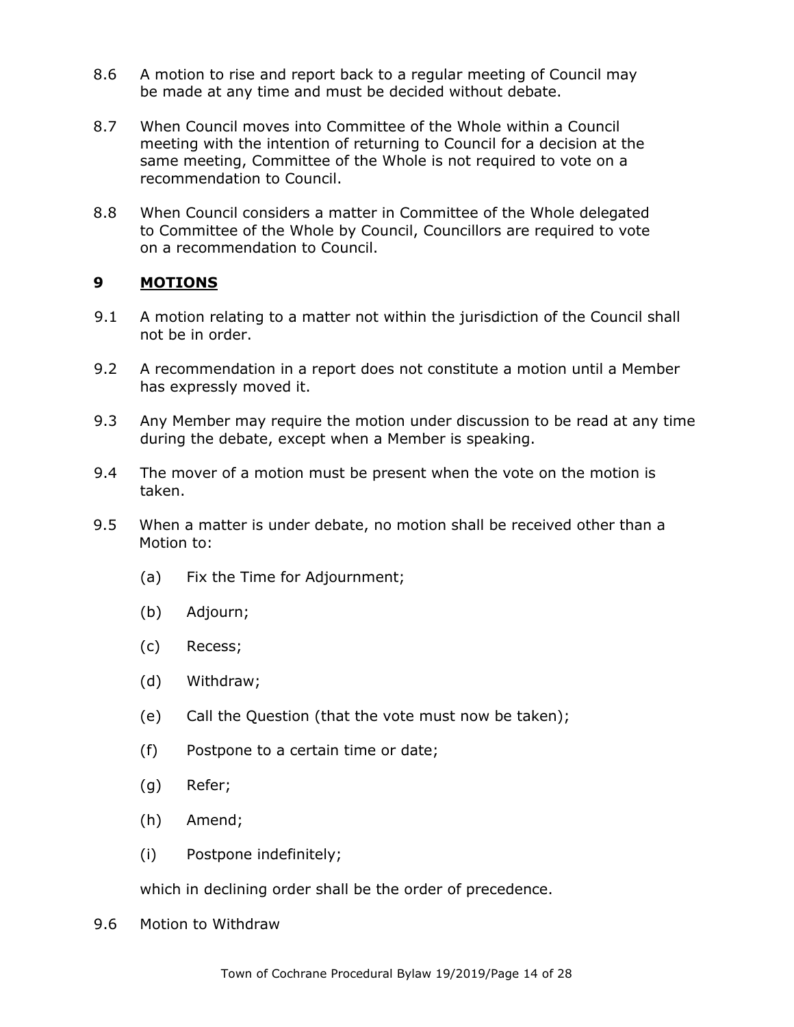8.6 A motion to rise and report back to a regular meeting of Council may be made at any time and must be decided without debate.

8.7 When Council moves into Committee of the Whole within a Council meeting with the intention of returning to Council for a decision at the same meeting, Committee of the Whole is not required to vote on a recommendation to Council.

8.8 When Council considers a matter in Committee of the Whole delegated to Committee of the Whole by Council, Councillors are required to vote on a recommendation to Council.

## 9 MOTIONS

9.1 A motion relating to a matter not within the jurisdiction of the Council shall not be in order.

9.2 A recommendation in a report does not constitute a motion until a Member has expressly moved it.

9.3 Any Member may require the motion under discussion to be read at any time during the debate, except when a Member is speaking.

9.4 The mover of a motion must be present when the vote on the motion is taken.

9.5 When a matter is under debate, no motion shall be received other than a Motion to:

(a) Fix the Time for Adjournment;

(b) Adjourn;

(c) Recess;

(d) Withdraw;

(e) Call the Question (that the vote must now be taken);

(f) Postpone to a certain time or date;

(g) Refer;

(h) Amend;

(i) Postpone indefinitely;

which in declining order shall be the order of precedence.

9.6 Motion to Withdraw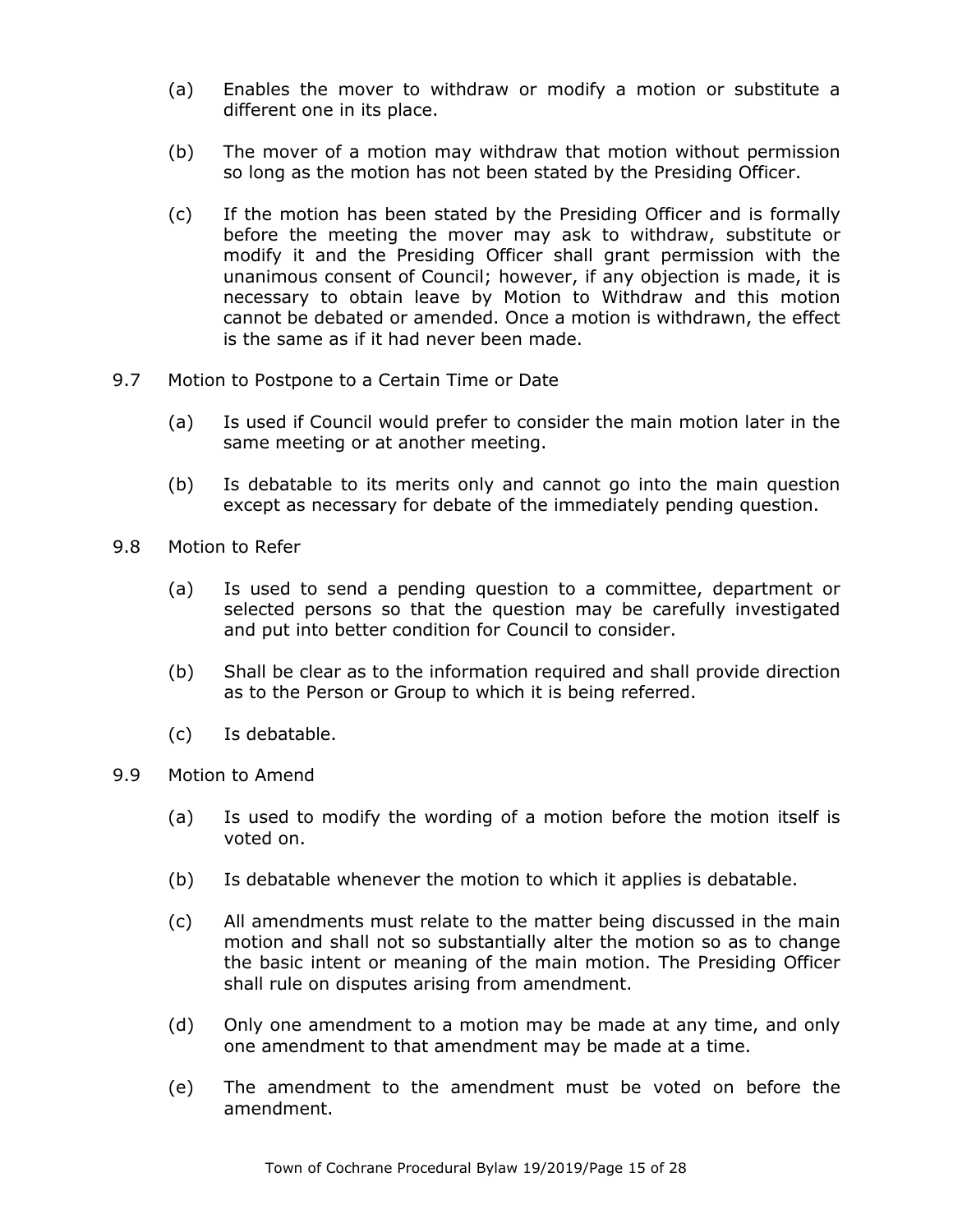(a) Enables the mover to withdraw or modify a motion or substitute a different one in its place.

(b) The mover of a motion may withdraw that motion without permission so long as the motion has not been stated by the Presiding Officer.

(c) If the motion has been stated by the Presiding Officer and is formally before the meeting the mover may ask to withdraw, substitute or modify it and the Presiding Officer shall grant permission with the unanimous consent of Council; however, if any objection is made, it is necessary to obtain leave by Motion to Withdraw and this motion cannot be debated or amended. Once a motion is withdrawn, the effect is the same as if it had never been made.

9.7 Motion to Postpone to a Certain Time or Date

(a) Is used if Council would prefer to consider the main motion later in the same meeting or at another meeting.

(b) Is debatable to its merits only and cannot go into the main question except as necessary for debate of the immediately pending question.

9.8 Motion to Refer

(a) Is used to send a pending question to a committee, department or selected persons so that the question may be carefully investigated and put into better condition for Council to consider.

(b) Shall be clear as to the information required and shall provide direction as to the Person or Group to which it is being referred.

(c) Is debatable.

9.9 Motion to Amend

(a) Is used to modify the wording of a motion before the motion itself is voted on.

(b) Is debatable whenever the motion to which it applies is debatable.

(c) All amendments must relate to the matter being discussed in the main motion and shall not so substantially alter the motion so as to change the basic intent or meaning of the main motion. The Presiding Officer shall rule on disputes arising from amendment.

(d) Only one amendment to a motion may be made at any time, and only one amendment to that amendment may be made at a time.

(e) The amendment to the amendment must be voted on before the amendment.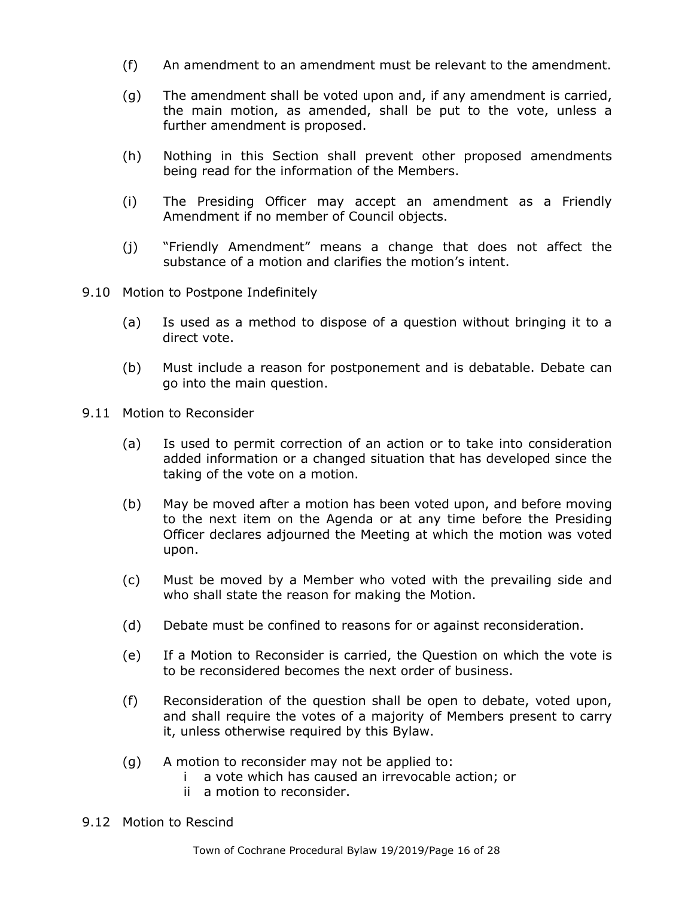(f) An amendment to an amendment must be relevant to the amendment.

(g) The amendment shall be voted upon and, if any amendment is carried, the main motion, as amended, shall be put to the vote, unless a further amendment is proposed.

(h) Nothing in this Section shall prevent other proposed amendments being read for the information of the Members.

(i) The Presiding Officer may accept an amendment as a Friendly Amendment if no member of Council objects.

(j) "Friendly Amendment" means a change that does not affect the substance of a motion and clarifies the motion's intent.

9.10 Motion to Postpone Indefinitely

(a) Is used as a method to dispose of a question without bringing it to a direct vote.

(b) Must include a reason for postponement and is debatable. Debate can go into the main question.

9.11 Motion to Reconsider

(a) Is used to permit correction of an action or to take into consideration added information or a changed situation that has developed since the taking of the vote on a motion.

(b) May be moved after a motion has been voted upon, and before moving to the next item on the Agenda or at any time before the Presiding Officer declares adjourned the Meeting at which the motion was voted upon.

(c) Must be moved by a Member who voted with the prevailing side and who shall state the reason for making the Motion.

(d) Debate must be confined to reasons for or against reconsideration.

(e) If a Motion to Reconsider is carried, the Question on which the vote is to be reconsidered becomes the next order of business.

(f) Reconsideration of the question shall be open to debate, voted upon, and shall require the votes of a majority of Members present to carry it, unless otherwise required by this Bylaw.

(g) A motion to reconsider may not be applied to:
   i a vote which has caused an irrevocable action; or
   ii a motion to reconsider.

9.12 Motion to Rescind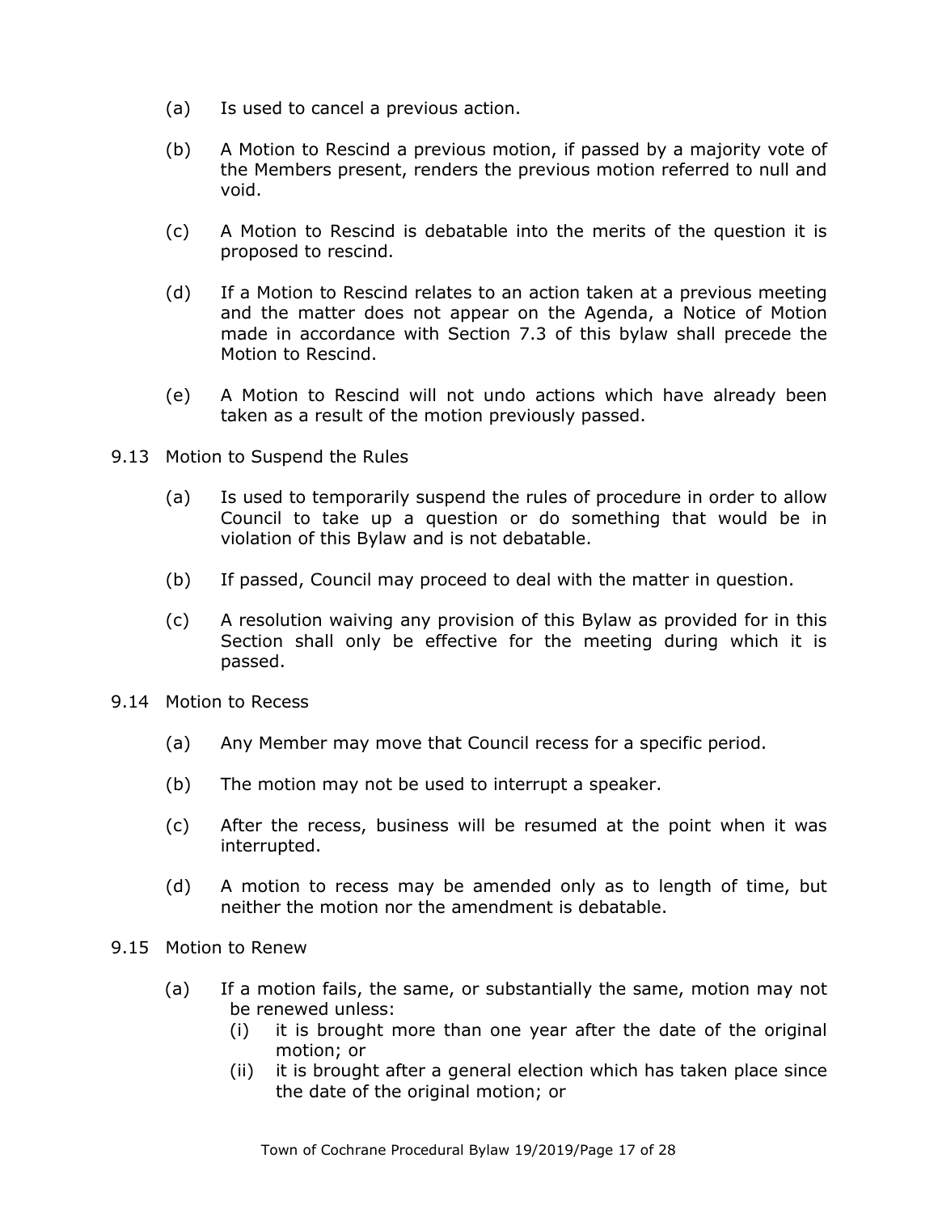(a) Is used to cancel a previous action.

(b) A Motion to Rescind a previous motion, if passed by a majority vote of the Members present, renders the previous motion referred to null and void.

(c) A Motion to Rescind is debatable into the merits of the question it is proposed to rescind.

(d) If a Motion to Rescind relates to an action taken at a previous meeting and the matter does not appear on the Agenda, a Notice of Motion made in accordance with Section 7.3 of this bylaw shall precede the Motion to Rescind.

(e) A Motion to Rescind will not undo actions which have already been taken as a result of the motion previously passed.

9.13 Motion to Suspend the Rules

(a) Is used to temporarily suspend the rules of procedure in order to allow Council to take up a question or do something that would be in violation of this Bylaw and is not debatable.

(b) If passed, Council may proceed to deal with the matter in question.

(c) A resolution waiving any provision of this Bylaw as provided for in this Section shall only be effective for the meeting during which it is passed.

9.14 Motion to Recess

(a) Any Member may move that Council recess for a specific period.

(b) The motion may not be used to interrupt a speaker.

(c) After the recess, business will be resumed at the point when it was interrupted.

(d) A motion to recess may be amended only as to length of time, but neither the motion nor the amendment is debatable.

9.15 Motion to Renew

(a) If a motion fails, the same, or substantially the same, motion may not be renewed unless:
   (i) it is brought more than one year after the date of the original motion; or
   (ii) it is brought after a general election which has taken place since the date of the original motion; or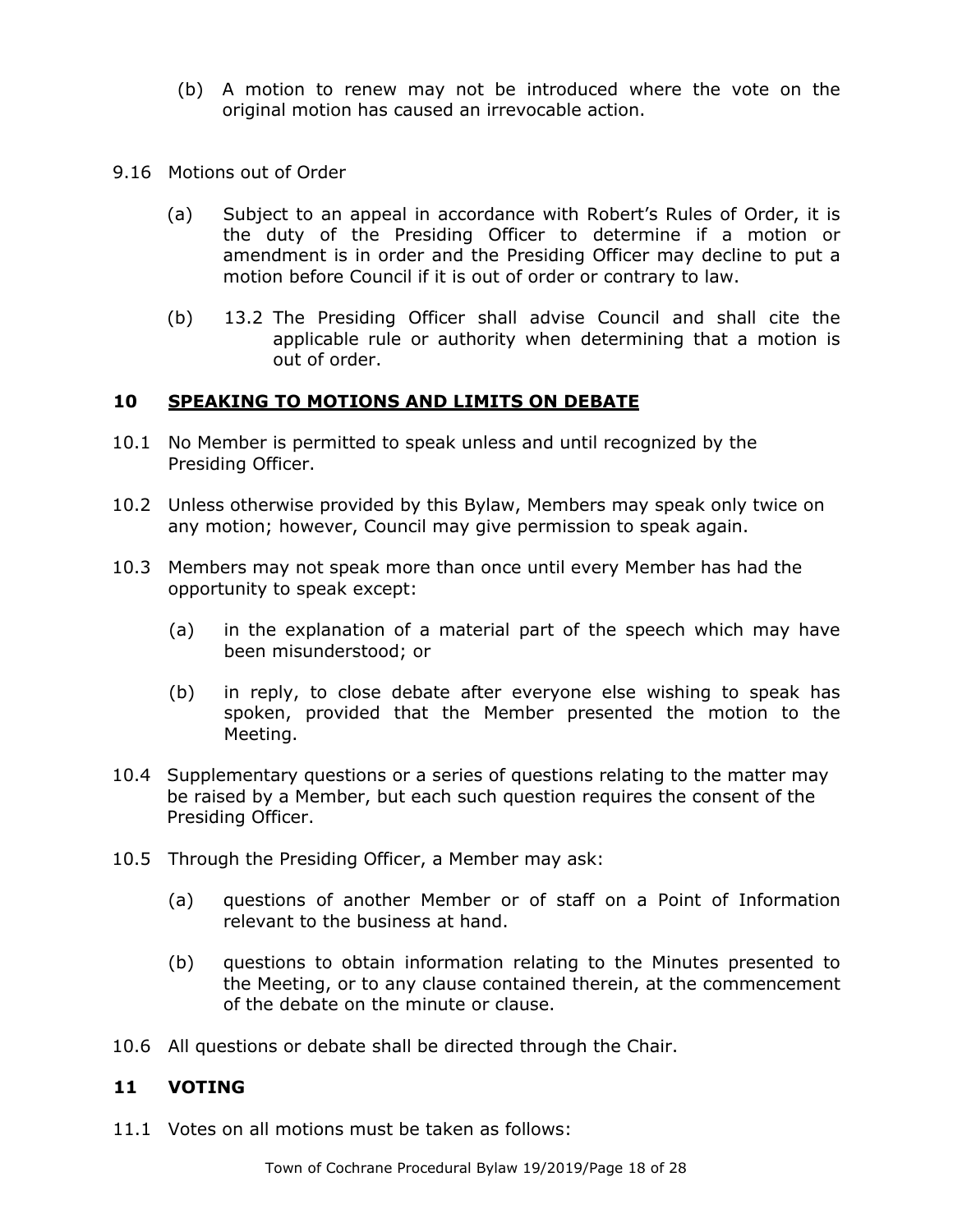(b) A motion to renew may not be introduced where the vote on the original motion has caused an irrevocable action.

9.16 Motions out of Order

(a) Subject to an appeal in accordance with Robert's Rules of Order, it is the duty of the Presiding Officer to determine if a motion or amendment is in order and the Presiding Officer may decline to put a motion before Council if it is out of order or contrary to law.

(b) 13.2 The Presiding Officer shall advise Council and shall cite the applicable rule or authority when determining that a motion is out of order.

## 10 SPEAKING TO MOTIONS AND LIMITS ON DEBATE

10.1 No Member is permitted to speak unless and until recognized by the Presiding Officer.

10.2 Unless otherwise provided by this Bylaw, Members may speak only twice on any motion; however, Council may give permission to speak again.

10.3 Members may not speak more than once until every Member has had the opportunity to speak except:

(a) in the explanation of a material part of the speech which may have been misunderstood; or

(b) in reply, to close debate after everyone else wishing to speak has spoken, provided that the Member presented the motion to the Meeting.

10.4 Supplementary questions or a series of questions relating to the matter may be raised by a Member, but each such question requires the consent of the Presiding Officer.

10.5 Through the Presiding Officer, a Member may ask:

(a) questions of another Member or of staff on a Point of Information relevant to the business at hand.

(b) questions to obtain information relating to the Minutes presented to the Meeting, or to any clause contained therein, at the commencement of the debate on the minute or clause.

10.6 All questions or debate shall be directed through the Chair.

## 11 VOTING

11.1 Votes on all motions must be taken as follows: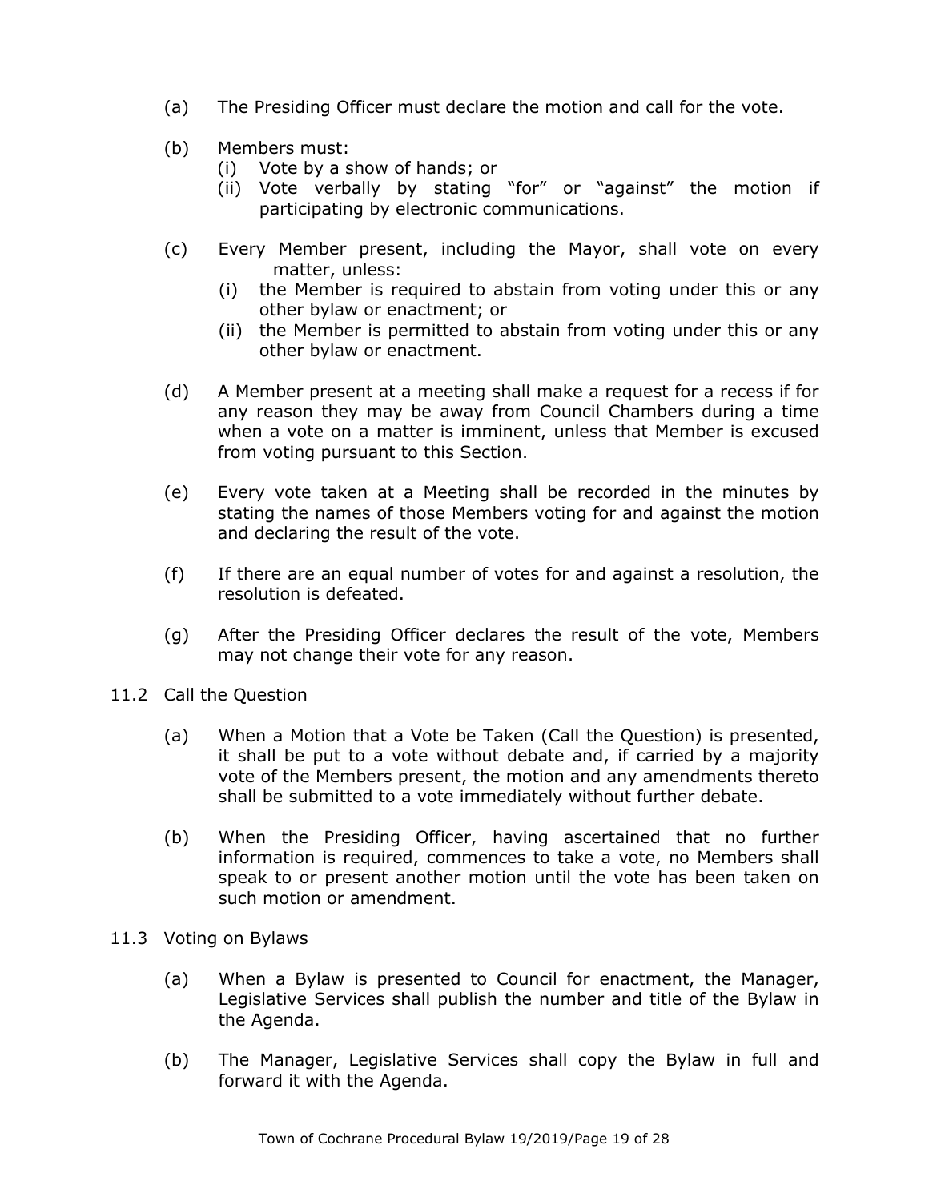(a) The Presiding Officer must declare the motion and call for the vote.

(b) Members must:
   (i) Vote by a show of hands; or
   (ii) Vote verbally by stating "for" or "against" the motion if participating by electronic communications.

(c) Every Member present, including the Mayor, shall vote on every matter, unless:
   (i) the Member is required to abstain from voting under this or any other bylaw or enactment; or
   (ii) the Member is permitted to abstain from voting under this or any other bylaw or enactment.

(d) A Member present at a meeting shall make a request for a recess if for any reason they may be away from Council Chambers during a time when a vote on a matter is imminent, unless that Member is excused from voting pursuant to this Section.

(e) Every vote taken at a Meeting shall be recorded in the minutes by stating the names of those Members voting for and against the motion and declaring the result of the vote.

(f) If there are an equal number of votes for and against a resolution, the resolution is defeated.

(g) After the Presiding Officer declares the result of the vote, Members may not change their vote for any reason.

11.2 Call the Question

(a) When a Motion that a Vote be Taken (Call the Question) is presented, it shall be put to a vote without debate and, if carried by a majority vote of the Members present, the motion and any amendments thereto shall be submitted to a vote immediately without further debate.

(b) When the Presiding Officer, having ascertained that no further information is required, commences to take a vote, no Members shall speak to or present another motion until the vote has been taken on such motion or amendment.

11.3 Voting on Bylaws

(a) When a Bylaw is presented to Council for enactment, the Manager, Legislative Services shall publish the number and title of the Bylaw in the Agenda.

(b) The Manager, Legislative Services shall copy the Bylaw in full and forward it with the Agenda.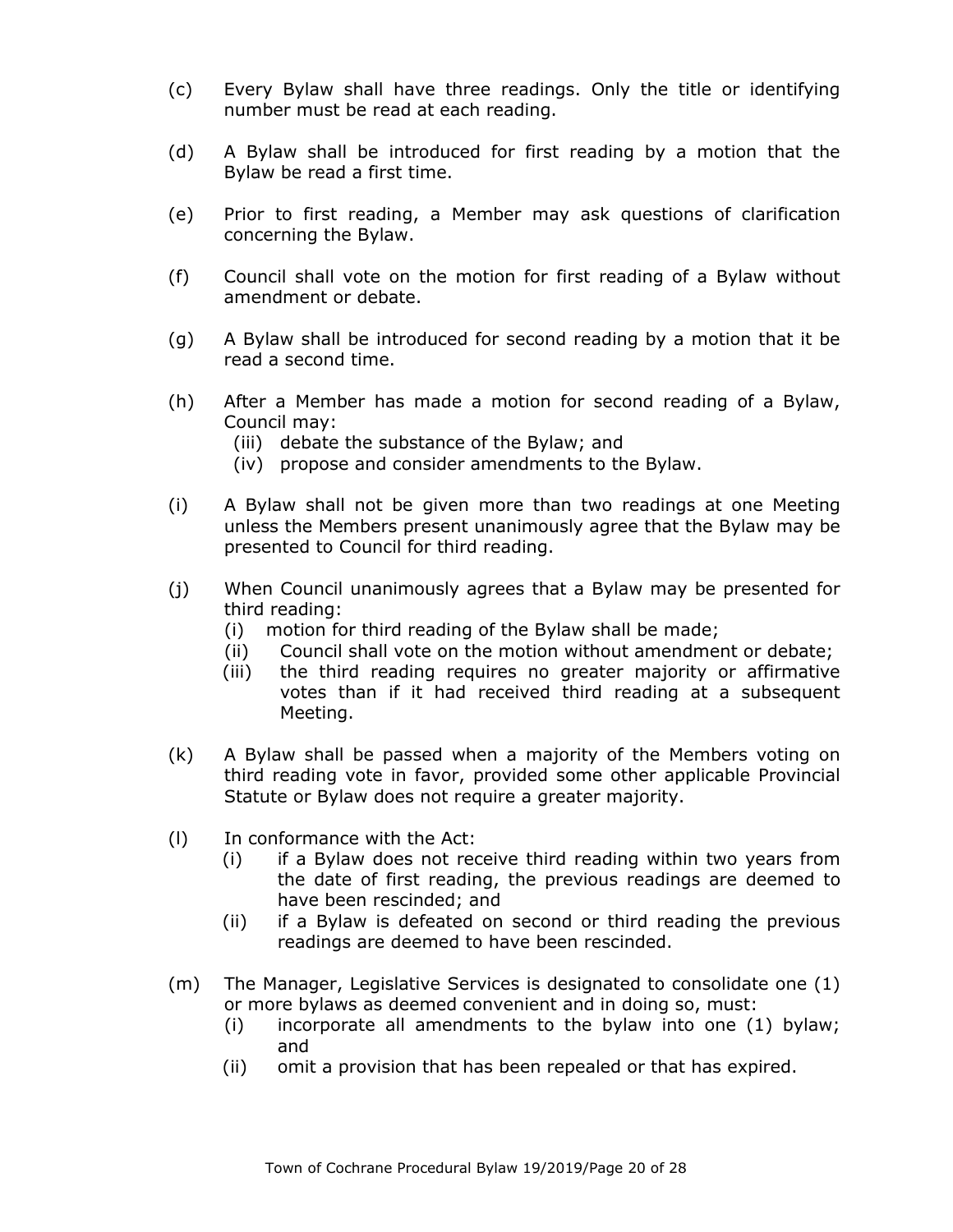(c) Every Bylaw shall have three readings. Only the title or identifying number must be read at each reading.

(d) A Bylaw shall be introduced for first reading by a motion that the Bylaw be read a first time.

(e) Prior to first reading, a Member may ask questions of clarification concerning the Bylaw.

(f) Council shall vote on the motion for first reading of a Bylaw without amendment or debate.

(g) A Bylaw shall be introduced for second reading by a motion that it be read a second time.

(h) After a Member has made a motion for second reading of a Bylaw, Council may:
   - (iii) debate the substance of the Bylaw; and
   - (iv) propose and consider amendments to the Bylaw.

(i) A Bylaw shall not be given more than two readings at one Meeting unless the Members present unanimously agree that the Bylaw may be presented to Council for third reading.

(j) When Council unanimously agrees that a Bylaw may be presented for third reading:
   - (i) motion for third reading of the Bylaw shall be made;
   - (ii) Council shall vote on the motion without amendment or debate;
   - (iii) the third reading requires no greater majority or affirmative votes than if it had received third reading at a subsequent Meeting.

(k) A Bylaw shall be passed when a majority of the Members voting on third reading vote in favor, provided some other applicable Provincial Statute or Bylaw does not require a greater majority.

(l) In conformance with the Act:
   - (i) if a Bylaw does not receive third reading within two years from the date of first reading, the previous readings are deemed to have been rescinded; and
   - (ii) if a Bylaw is defeated on second or third reading the previous readings are deemed to have been rescinded.

(m) The Manager, Legislative Services is designated to consolidate one (1) or more bylaws as deemed convenient and in doing so, must:
   - (i) incorporate all amendments to the bylaw into one (1) bylaw; and
   - (ii) omit a provision that has been repealed or that has expired.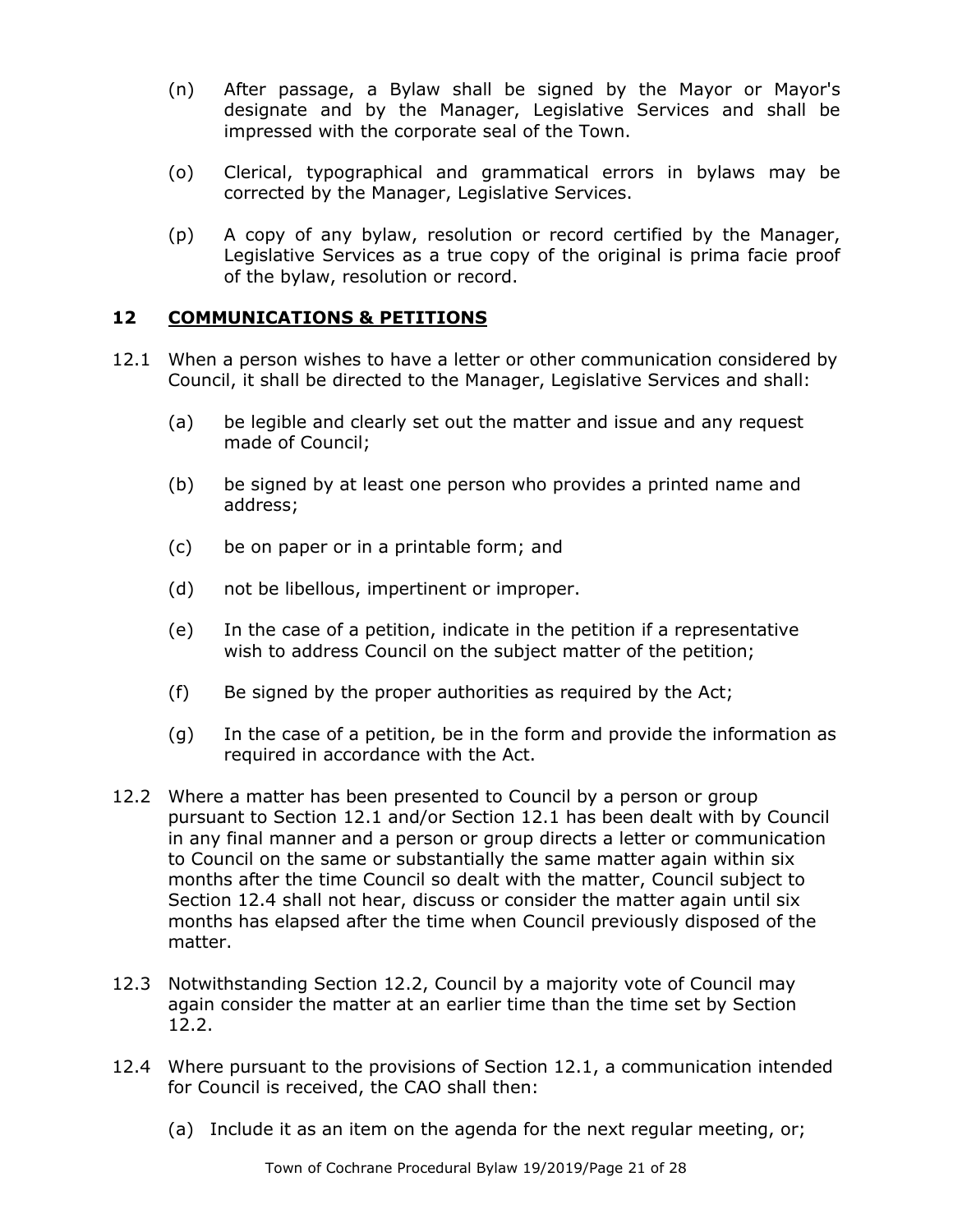(n) After passage, a Bylaw shall be signed by the Mayor or Mayor's designate and by the Manager, Legislative Services and shall be impressed with the corporate seal of the Town.

(o) Clerical, typographical and grammatical errors in bylaws may be corrected by the Manager, Legislative Services.

(p) A copy of any bylaw, resolution or record certified by the Manager, Legislative Services as a true copy of the original is prima facie proof of the bylaw, resolution or record.

## 12 COMMUNICATIONS & PETITIONS

12.1 When a person wishes to have a letter or other communication considered by Council, it shall be directed to the Manager, Legislative Services and shall:

(a) be legible and clearly set out the matter and issue and any request made of Council;

(b) be signed by at least one person who provides a printed name and address;

(c) be on paper or in a printable form; and

(d) not be libellous, impertinent or improper.

(e) In the case of a petition, indicate in the petition if a representative wish to address Council on the subject matter of the petition;

(f) Be signed by the proper authorities as required by the Act;

(g) In the case of a petition, be in the form and provide the information as required in accordance with the Act.

12.2 Where a matter has been presented to Council by a person or group pursuant to Section 12.1 and/or Section 12.1 has been dealt with by Council in any final manner and a person or group directs a letter or communication to Council on the same or substantially the same matter again within six months after the time Council so dealt with the matter, Council subject to Section 12.4 shall not hear, discuss or consider the matter again until six months has elapsed after the time when Council previously disposed of the matter.

12.3 Notwithstanding Section 12.2, Council by a majority vote of Council may again consider the matter at an earlier time than the time set by Section 12.2.

12.4 Where pursuant to the provisions of Section 12.1, a communication intended for Council is received, the CAO shall then:

(a) Include it as an item on the agenda for the next regular meeting, or;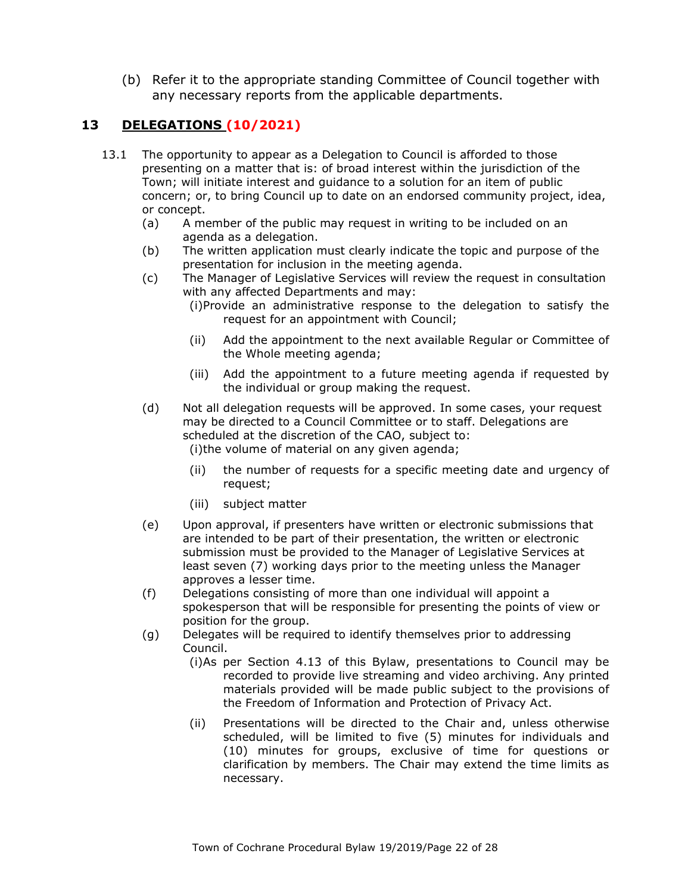(b) Refer it to the appropriate standing Committee of Council together with any necessary reports from the applicable departments.

## 13 DELEGATIONS (10/2021)

13.1 The opportunity to appear as a Delegation to Council is afforded to those presenting on a matter that is: of broad interest within the jurisdiction of the Town; will initiate interest and guidance to a solution for an item of public concern; or, to bring Council up to date on an endorsed community project, idea, or concept.

(a) A member of the public may request in writing to be included on an agenda as a delegation.

(b) The written application must clearly indicate the topic and purpose of the presentation for inclusion in the meeting agenda.

(c) The Manager of Legislative Services will review the request in consultation with any affected Departments and may:

(i) Provide an administrative response to the delegation to satisfy the request for an appointment with Council;

(ii) Add the appointment to the next available Regular or Committee of the Whole meeting agenda;

(iii) Add the appointment to a future meeting agenda if requested by the individual or group making the request.

(d) Not all delegation requests will be approved. In some cases, your request may be directed to a Council Committee or to staff. Delegations are scheduled at the discretion of the CAO, subject to:

(i) the volume of material on any given agenda;

(ii) the number of requests for a specific meeting date and urgency of request;

(iii) subject matter

(e) Upon approval, if presenters have written or electronic submissions that are intended to be part of their presentation, the written or electronic submission must be provided to the Manager of Legislative Services at least seven (7) working days prior to the meeting unless the Manager approves a lesser time.

(f) Delegations consisting of more than one individual will appoint a spokesperson that will be responsible for presenting the points of view or position for the group.

(g) Delegates will be required to identify themselves prior to addressing Council.

(i) As per Section 4.13 of this Bylaw, presentations to Council may be recorded to provide live streaming and video archiving. Any printed materials provided will be made public subject to the provisions of the Freedom of Information and Protection of Privacy Act.

(ii) Presentations will be directed to the Chair and, unless otherwise scheduled, will be limited to five (5) minutes for individuals and (10) minutes for groups, exclusive of time for questions or clarification by members. The Chair may extend the time limits as necessary.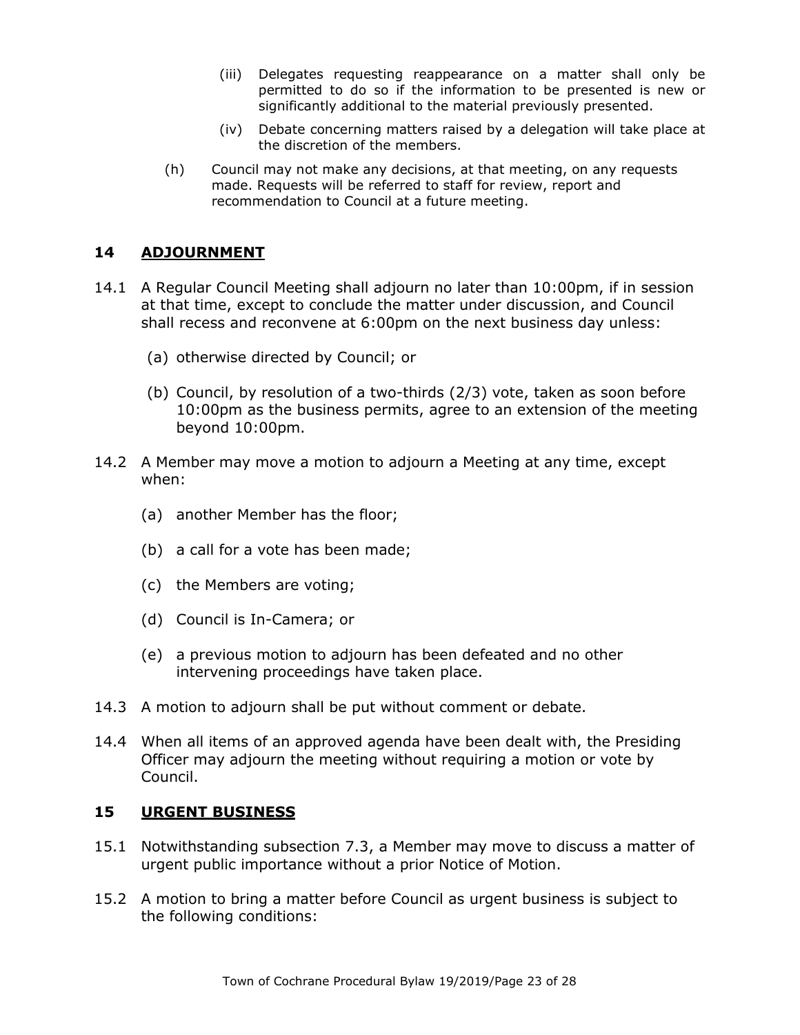(iii) Delegates requesting reappearance on a matter shall only be permitted to do so if the information to be presented is new or significantly additional to the material previously presented.

(iv) Debate concerning matters raised by a delegation will take place at the discretion of the members.

(h) Council may not make any decisions, at that meeting, on any requests made. Requests will be referred to staff for review, report and recommendation to Council at a future meeting.

## 14 ADJOURNMENT

14.1 A Regular Council Meeting shall adjourn no later than 10:00pm, if in session at that time, except to conclude the matter under discussion, and Council shall recess and reconvene at 6:00pm on the next business day unless:

(a) otherwise directed by Council; or

(b) Council, by resolution of a two-thirds (2/3) vote, taken as soon before 10:00pm as the business permits, agree to an extension of the meeting beyond 10:00pm.

14.2 A Member may move a motion to adjourn a Meeting at any time, except when:

(a) another Member has the floor;

(b) a call for a vote has been made;

(c) the Members are voting;

(d) Council is In-Camera; or

(e) a previous motion to adjourn has been defeated and no other intervening proceedings have taken place.

14.3 A motion to adjourn shall be put without comment or debate.

14.4 When all items of an approved agenda have been dealt with, the Presiding Officer may adjourn the meeting without requiring a motion or vote by Council.

## 15 URGENT BUSINESS

15.1 Notwithstanding subsection 7.3, a Member may move to discuss a matter of urgent public importance without a prior Notice of Motion.

15.2 A motion to bring a matter before Council as urgent business is subject to the following conditions: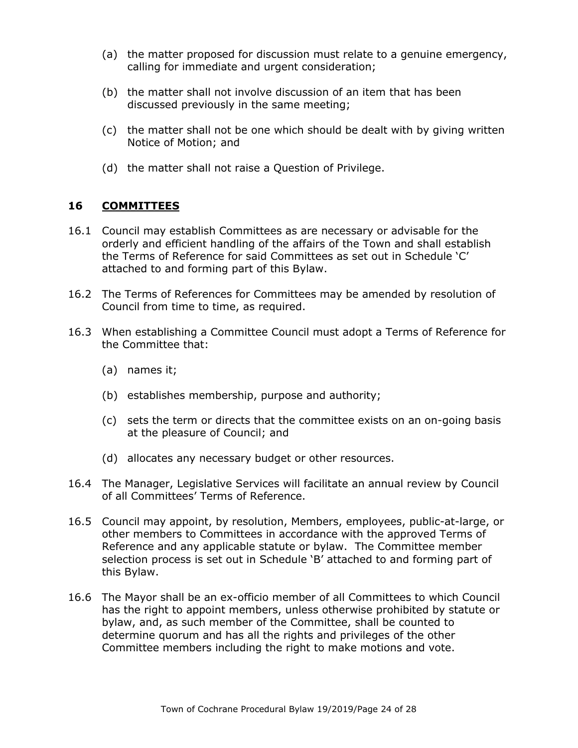(a) the matter proposed for discussion must relate to a genuine emergency, calling for immediate and urgent consideration;

(b) the matter shall not involve discussion of an item that has been discussed previously in the same meeting;

(c) the matter shall not be one which should be dealt with by giving written Notice of Motion; and

(d) the matter shall not raise a Question of Privilege.

## 16 COMMITTEES

16.1 Council may establish Committees as are necessary or advisable for the orderly and efficient handling of the affairs of the Town and shall establish the Terms of Reference for said Committees as set out in Schedule 'C' attached to and forming part of this Bylaw.

16.2 The Terms of References for Committees may be amended by resolution of Council from time to time, as required.

16.3 When establishing a Committee Council must adopt a Terms of Reference for the Committee that:

(a) names it;

(b) establishes membership, purpose and authority;

(c) sets the term or directs that the committee exists on an on-going basis at the pleasure of Council; and

(d) allocates any necessary budget or other resources.

16.4 The Manager, Legislative Services will facilitate an annual review by Council of all Committees' Terms of Reference.

16.5 Council may appoint, by resolution, Members, employees, public-at-large, or other members to Committees in accordance with the approved Terms of Reference and any applicable statute or bylaw. The Committee member selection process is set out in Schedule 'B' attached to and forming part of this Bylaw.

16.6 The Mayor shall be an ex-officio member of all Committees to which Council has the right to appoint members, unless otherwise prohibited by statute or bylaw, and, as such member of the Committee, shall be counted to determine quorum and has all the rights and privileges of the other Committee members including the right to make motions and vote.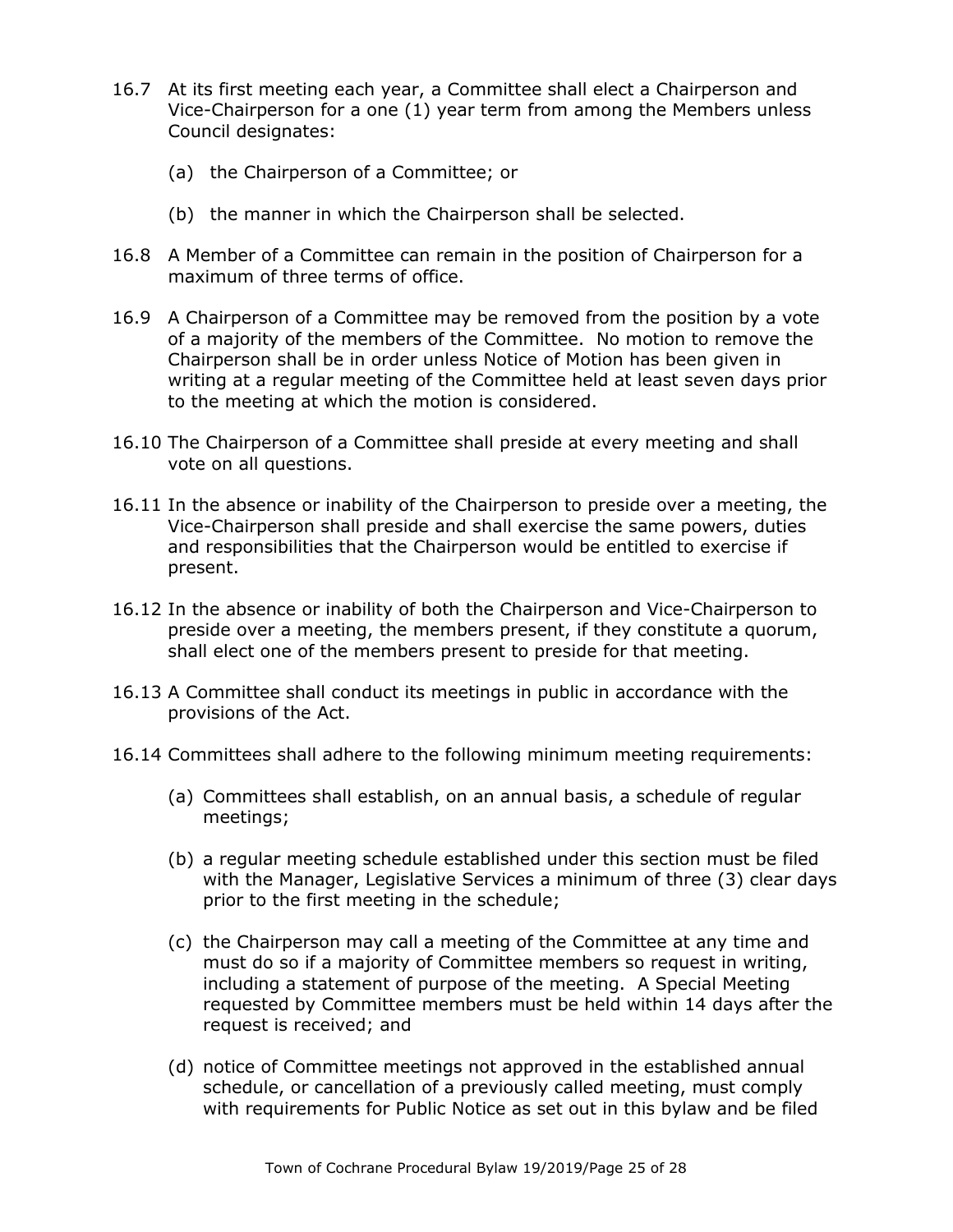16.7 At its first meeting each year, a Committee shall elect a Chairperson and Vice-Chairperson for a one (1) year term from among the Members unless Council designates:

(a) the Chairperson of a Committee; or

(b) the manner in which the Chairperson shall be selected.

16.8 A Member of a Committee can remain in the position of Chairperson for a maximum of three terms of office.

16.9 A Chairperson of a Committee may be removed from the position by a vote of a majority of the members of the Committee. No motion to remove the Chairperson shall be in order unless Notice of Motion has been given in writing at a regular meeting of the Committee held at least seven days prior to the meeting at which the motion is considered.

16.10 The Chairperson of a Committee shall preside at every meeting and shall vote on all questions.

16.11 In the absence or inability of the Chairperson to preside over a meeting, the Vice-Chairperson shall preside and shall exercise the same powers, duties and responsibilities that the Chairperson would be entitled to exercise if present.

16.12 In the absence or inability of both the Chairperson and Vice-Chairperson to preside over a meeting, the members present, if they constitute a quorum, shall elect one of the members present to preside for that meeting.

16.13 A Committee shall conduct its meetings in public in accordance with the provisions of the Act.

16.14 Committees shall adhere to the following minimum meeting requirements:

(a) Committees shall establish, on an annual basis, a schedule of regular meetings;

(b) a regular meeting schedule established under this section must be filed with the Manager, Legislative Services a minimum of three (3) clear days prior to the first meeting in the schedule;

(c) the Chairperson may call a meeting of the Committee at any time and must do so if a majority of Committee members so request in writing, including a statement of purpose of the meeting. A Special Meeting requested by Committee members must be held within 14 days after the request is received; and

(d) notice of Committee meetings not approved in the established annual schedule, or cancellation of a previously called meeting, must comply with requirements for Public Notice as set out in this bylaw and be filed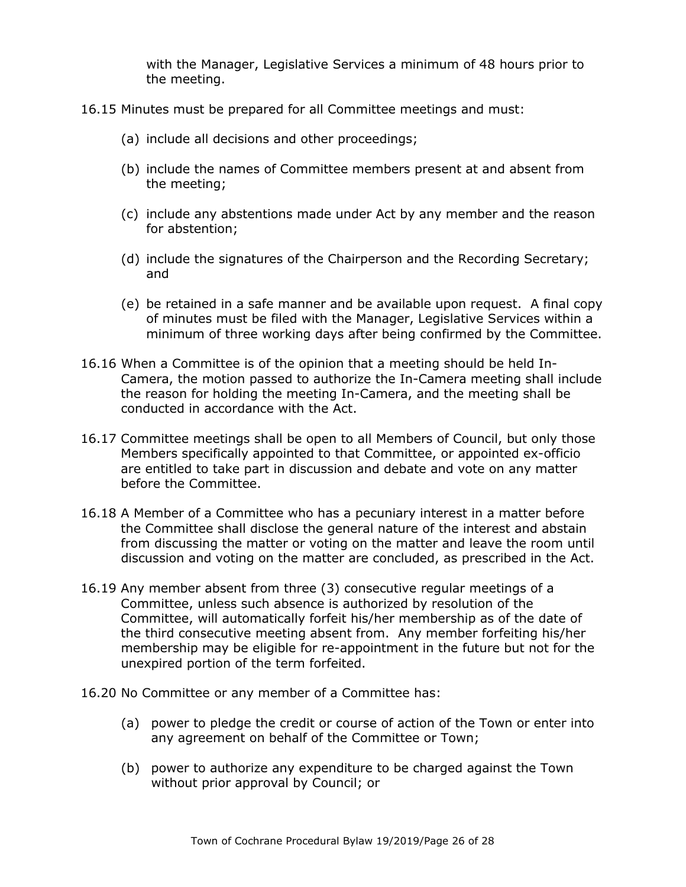with the Manager, Legislative Services a minimum of 48 hours prior to the meeting.

16.15 Minutes must be prepared for all Committee meetings and must:

(a) include all decisions and other proceedings;

(b) include the names of Committee members present at and absent from the meeting;

(c) include any abstentions made under Act by any member and the reason for abstention;

(d) include the signatures of the Chairperson and the Recording Secretary; and

(e) be retained in a safe manner and be available upon request. A final copy of minutes must be filed with the Manager, Legislative Services within a minimum of three working days after being confirmed by the Committee.

16.16 When a Committee is of the opinion that a meeting should be held In-Camera, the motion passed to authorize the In-Camera meeting shall include the reason for holding the meeting In-Camera, and the meeting shall be conducted in accordance with the Act.

16.17 Committee meetings shall be open to all Members of Council, but only those Members specifically appointed to that Committee, or appointed ex-officio are entitled to take part in discussion and debate and vote on any matter before the Committee.

16.18 A Member of a Committee who has a pecuniary interest in a matter before the Committee shall disclose the general nature of the interest and abstain from discussing the matter or voting on the matter and leave the room until discussion and voting on the matter are concluded, as prescribed in the Act.

16.19 Any member absent from three (3) consecutive regular meetings of a Committee, unless such absence is authorized by resolution of the Committee, will automatically forfeit his/her membership as of the date of the third consecutive meeting absent from. Any member forfeiting his/her membership may be eligible for re-appointment in the future but not for the unexpired portion of the term forfeited.

16.20 No Committee or any member of a Committee has:

(a) power to pledge the credit or course of action of the Town or enter into any agreement on behalf of the Committee or Town;

(b) power to authorize any expenditure to be charged against the Town without prior approval by Council; or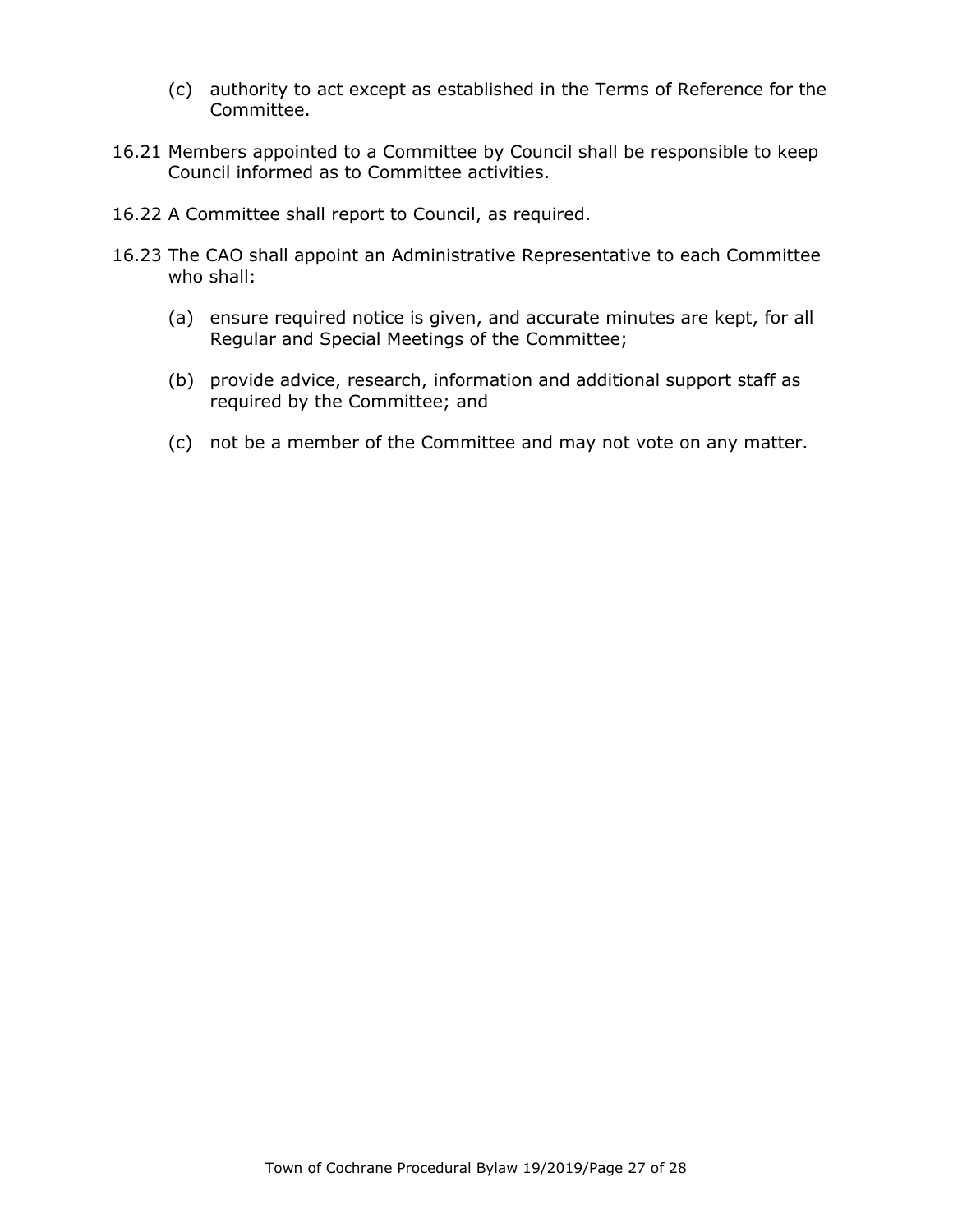(c) authority to act except as established in the Terms of Reference for the Committee.

16.21 Members appointed to a Committee by Council shall be responsible to keep Council informed as to Committee activities.

16.22 A Committee shall report to Council, as required.

16.23 The CAO shall appoint an Administrative Representative to each Committee who shall:

(a) ensure required notice is given, and accurate minutes are kept, for all Regular and Special Meetings of the Committee;

(b) provide advice, research, information and additional support staff as required by the Committee; and

(c) not be a member of the Committee and may not vote on any matter.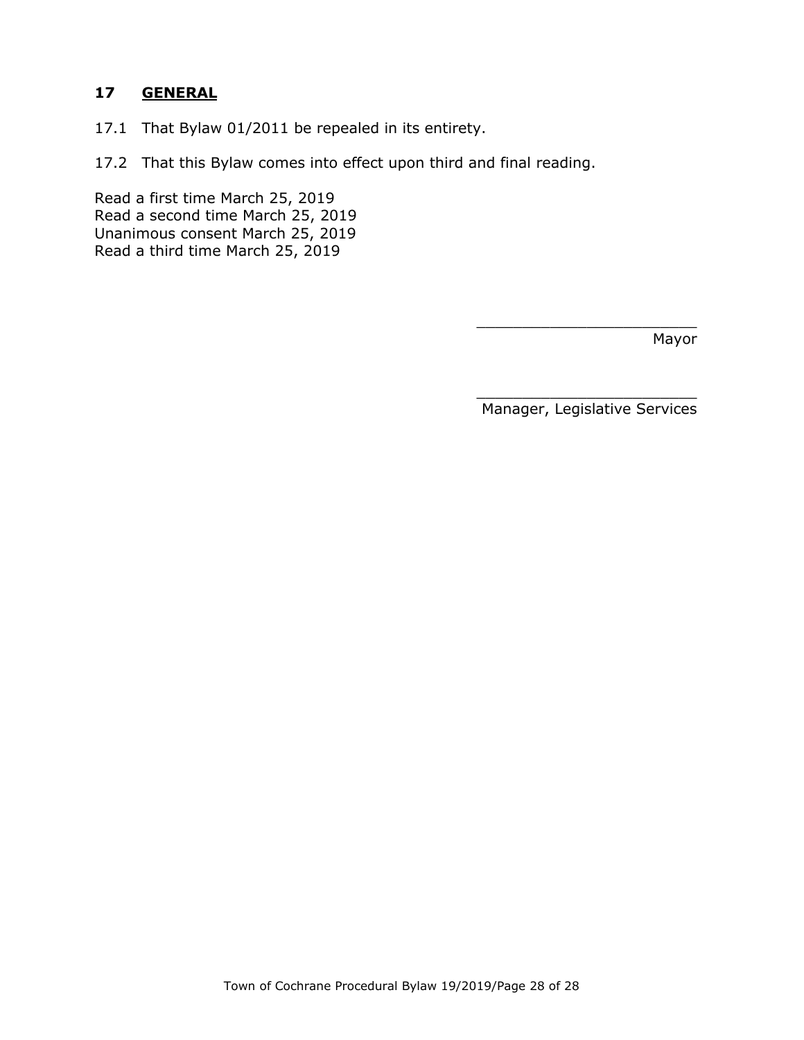## 17 GENERAL

17.1 That Bylaw 01/2011 be repealed in its entirety.

17.2 That this Bylaw comes into effect upon third and final reading.

Read a first time March 25, 2019
Read a second time March 25, 2019
Unanimous consent March 25, 2019
Read a third time March 25, 2019

________________________
Mayor

________________________
Manager, Legislative Services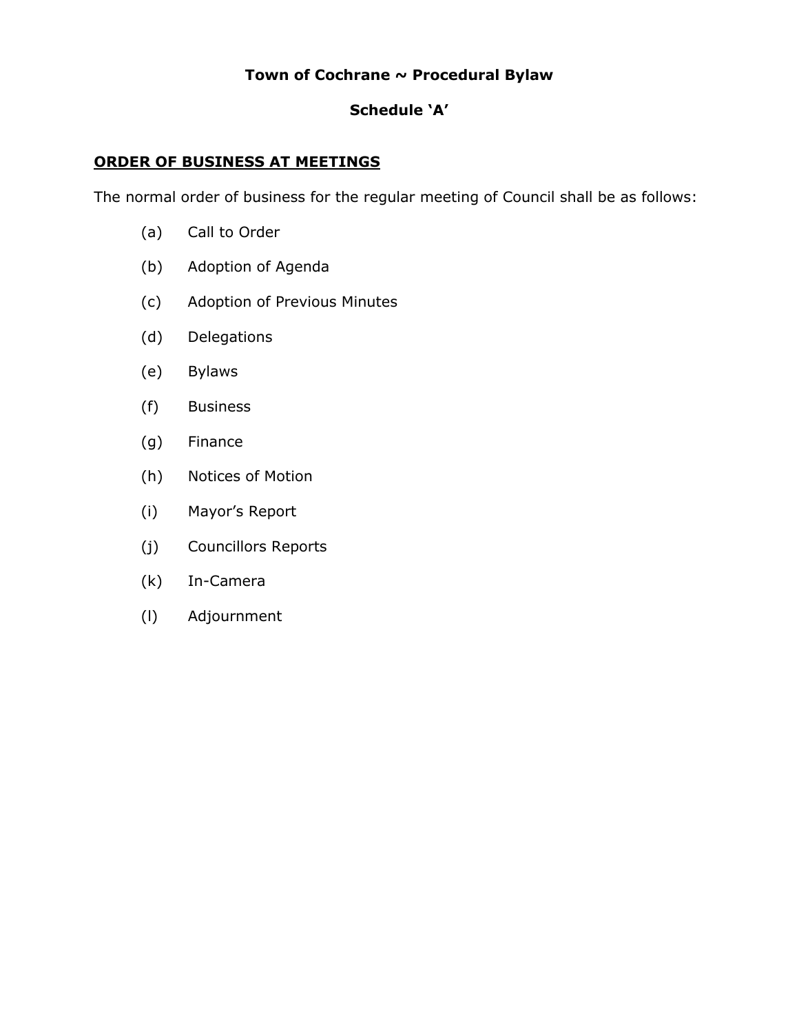**Town of Cochrane ~ Procedural Bylaw**

**Schedule 'A'**

**ORDER OF BUSINESS AT MEETINGS**

The normal order of business for the regular meeting of Council shall be as follows:

(a) Call to Order

(b) Adoption of Agenda

(c) Adoption of Previous Minutes

(d) Delegations

(e) Bylaws

(f) Business

(g) Finance

(h) Notices of Motion

(i) Mayor's Report

(j) Councillors Reports

(k) In-Camera

(l) Adjournment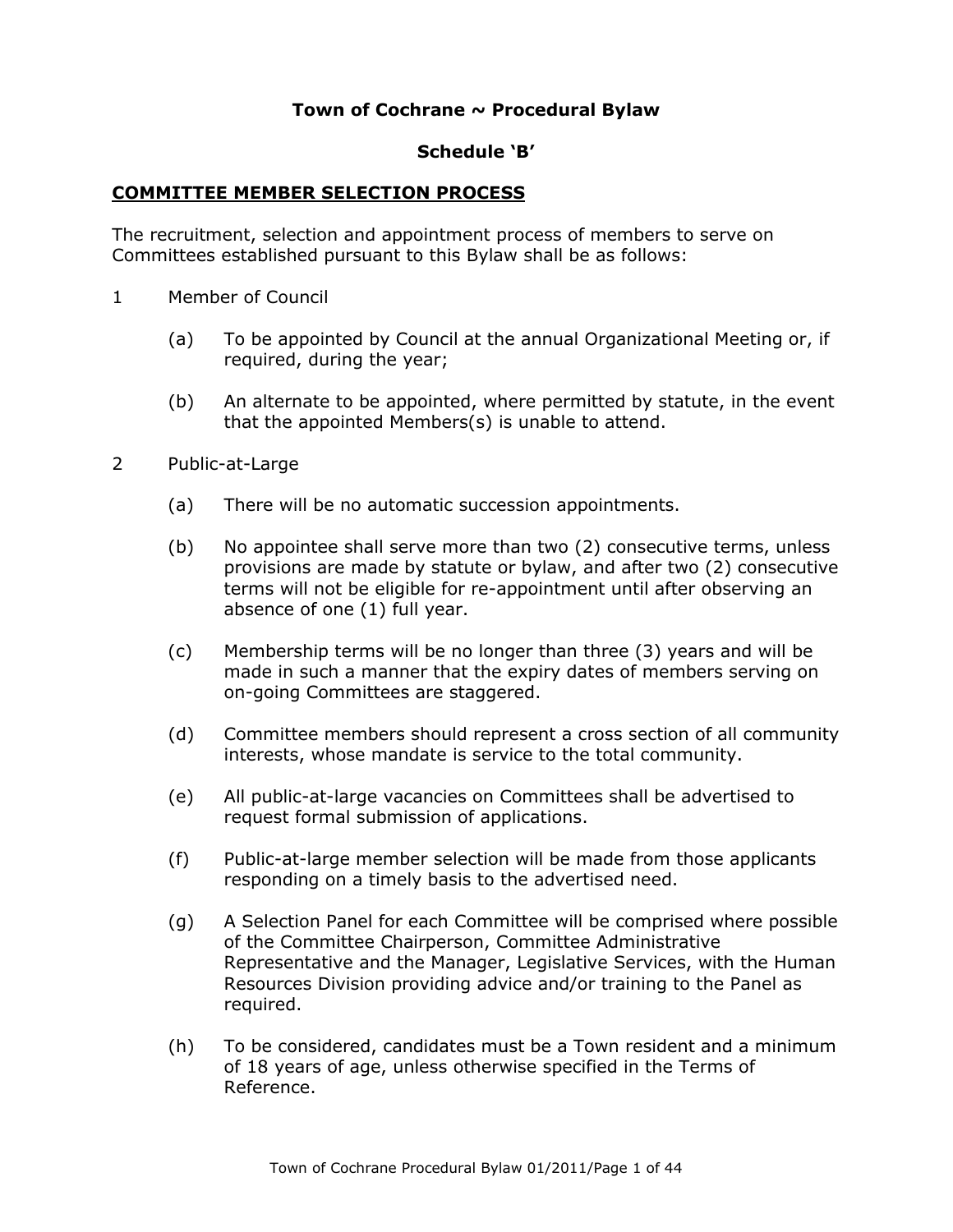**Town of Cochrane ~ Procedural Bylaw**

**Schedule 'B'**

## COMMITTEE MEMBER SELECTION PROCESS

The recruitment, selection and appointment process of members to serve on Committees established pursuant to this Bylaw shall be as follows:

1 Member of Council

(a) To be appointed by Council at the annual Organizational Meeting or, if required, during the year;

(b) An alternate to be appointed, where permitted by statute, in the event that the appointed Members(s) is unable to attend.

2 Public-at-Large

(a) There will be no automatic succession appointments.

(b) No appointee shall serve more than two (2) consecutive terms, unless provisions are made by statute or bylaw, and after two (2) consecutive terms will not be eligible for re-appointment until after observing an absence of one (1) full year.

(c) Membership terms will be no longer than three (3) years and will be made in such a manner that the expiry dates of members serving on on-going Committees are staggered.

(d) Committee members should represent a cross section of all community interests, whose mandate is service to the total community.

(e) All public-at-large vacancies on Committees shall be advertised to request formal submission of applications.

(f) Public-at-large member selection will be made from those applicants responding on a timely basis to the advertised need.

(g) A Selection Panel for each Committee will be comprised where possible of the Committee Chairperson, Committee Administrative Representative and the Manager, Legislative Services, with the Human Resources Division providing advice and/or training to the Panel as required.

(h) To be considered, candidates must be a Town resident and a minimum of 18 years of age, unless otherwise specified in the Terms of Reference.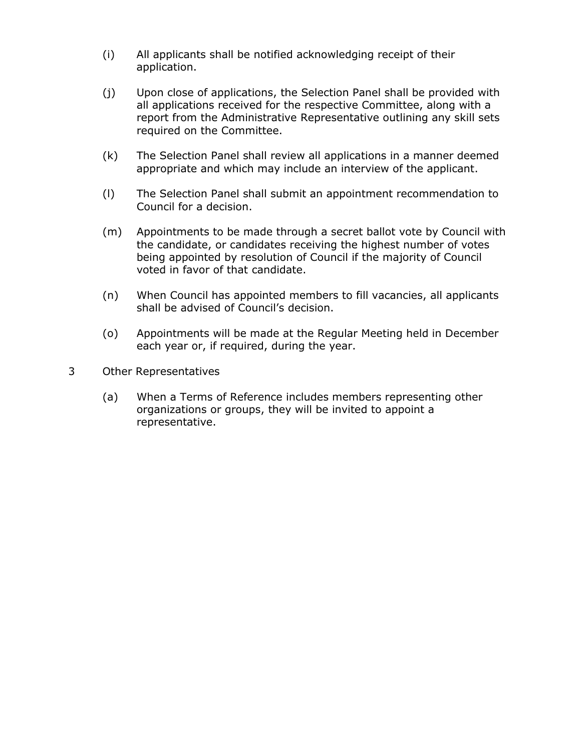(i) All applicants shall be notified acknowledging receipt of their application.

(j) Upon close of applications, the Selection Panel shall be provided with all applications received for the respective Committee, along with a report from the Administrative Representative outlining any skill sets required on the Committee.

(k) The Selection Panel shall review all applications in a manner deemed appropriate and which may include an interview of the applicant.

(l) The Selection Panel shall submit an appointment recommendation to Council for a decision.

(m) Appointments to be made through a secret ballot vote by Council with the candidate, or candidates receiving the highest number of votes being appointed by resolution of Council if the majority of Council voted in favor of that candidate.

(n) When Council has appointed members to fill vacancies, all applicants shall be advised of Council's decision.

(o) Appointments will be made at the Regular Meeting held in December each year or, if required, during the year.

3 Other Representatives

(a) When a Terms of Reference includes members representing other organizations or groups, they will be invited to appoint a representative.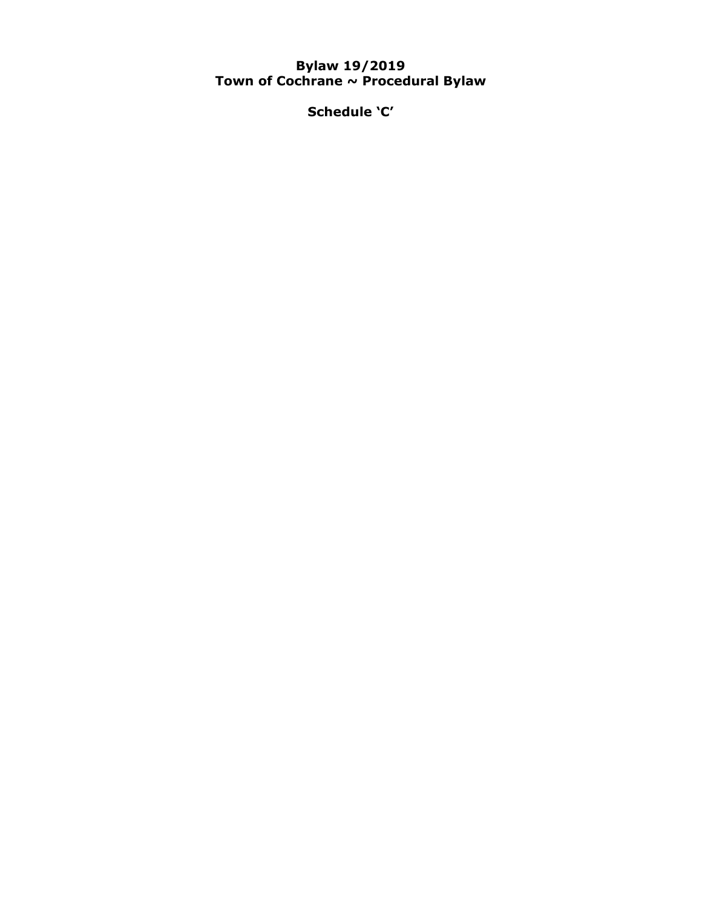**Bylaw 19/2019**
**Town of Cochrane ~ Procedural Bylaw**

**Schedule 'C'**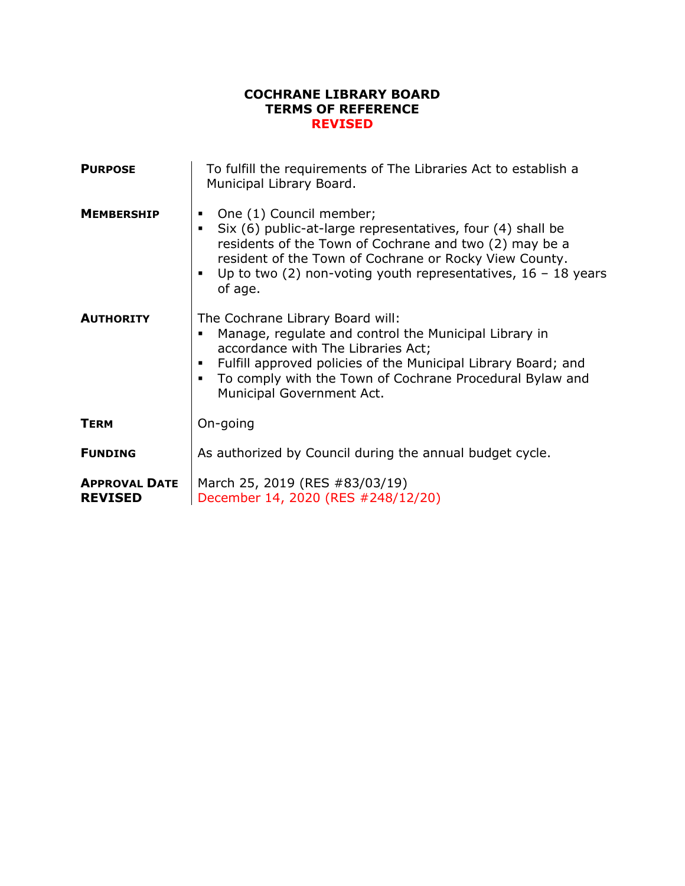# COCHRANE LIBRARY BOARD
## TERMS OF REFERENCE
## REVISED

| | |
|---|---|
| **PURPOSE** | To fulfill the requirements of The Libraries Act to establish a Municipal Library Board. |
| **MEMBERSHIP** | ▪ One (1) Council member;<br>▪ Six (6) public-at-large representatives, four (4) shall be residents of the Town of Cochrane and two (2) may be a resident of the Town of Cochrane or Rocky View County.<br>▪ Up to two (2) non-voting youth representatives, 16 – 18 years of age. |
| **AUTHORITY** | The Cochrane Library Board will:<br>▪ Manage, regulate and control the Municipal Library in accordance with The Libraries Act;<br>▪ Fulfill approved policies of the Municipal Library Board; and<br>▪ To comply with the Town of Cochrane Procedural Bylaw and Municipal Government Act. |
| **TERM** | On-going |
| **FUNDING** | As authorized by Council during the annual budget cycle. |
| **APPROVAL DATE**<br>**REVISED** | March 25, 2019 (RES #83/03/19)<br>December 14, 2020 (RES #248/12/20) |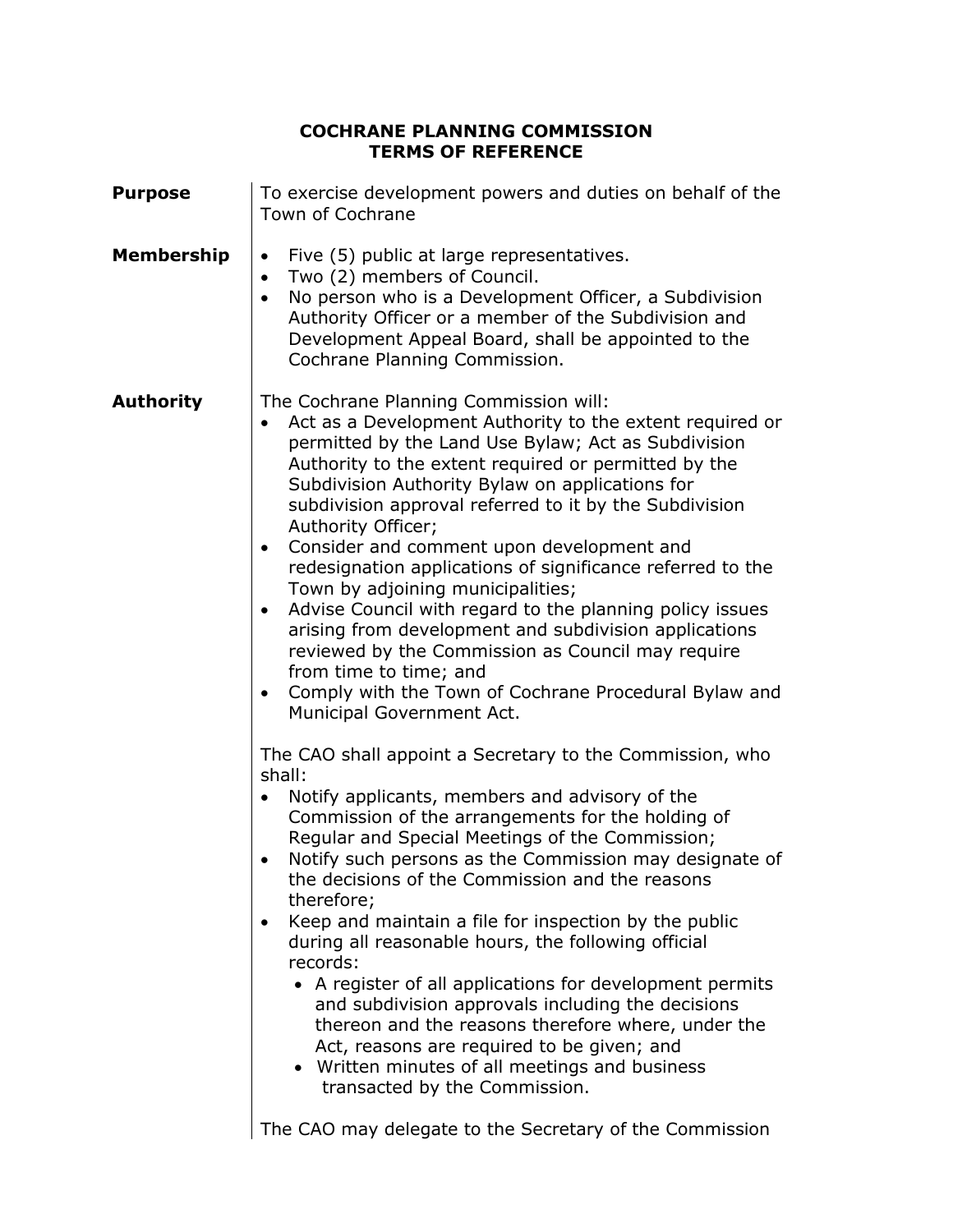# COCHRANE PLANNING COMMISSION
# TERMS OF REFERENCE

**Purpose**

To exercise development powers and duties on behalf of the Town of Cochrane

**Membership**

- Five (5) public at large representatives.
- Two (2) members of Council.
- No person who is a Development Officer, a Subdivision Authority Officer or a member of the Subdivision and Development Appeal Board, shall be appointed to the Cochrane Planning Commission.

**Authority**

The Cochrane Planning Commission will:

- Act as a Development Authority to the extent required or permitted by the Land Use Bylaw; Act as Subdivision Authority to the extent required or permitted by the Subdivision Authority Bylaw on applications for subdivision approval referred to it by the Subdivision Authority Officer;
- Consider and comment upon development and redesignation applications of significance referred to the Town by adjoining municipalities;
- Advise Council with regard to the planning policy issues arising from development and subdivision applications reviewed by the Commission as Council may require from time to time; and
- Comply with the Town of Cochrane Procedural Bylaw and Municipal Government Act.

The CAO shall appoint a Secretary to the Commission, who shall:

- Notify applicants, members and advisory of the Commission of the arrangements for the holding of Regular and Special Meetings of the Commission;
- Notify such persons as the Commission may designate of the decisions of the Commission and the reasons therefore;
- Keep and maintain a file for inspection by the public during all reasonable hours, the following official records:
  - A register of all applications for development permits and subdivision approvals including the decisions thereon and the reasons therefore where, under the Act, reasons are required to be given; and
  - Written minutes of all meetings and business transacted by the Commission.

The CAO may delegate to the Secretary of the Commission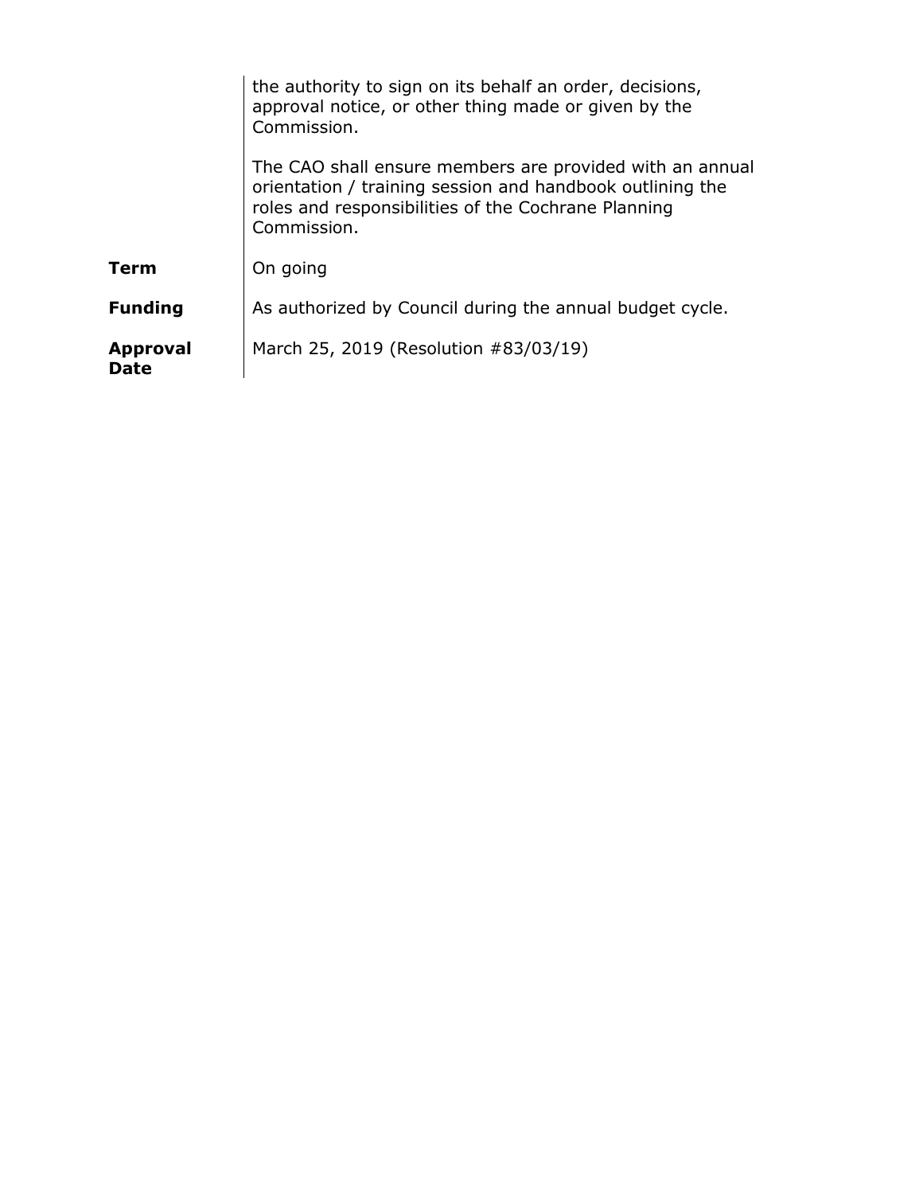| | |
|---|---|
| | the authority to sign on its behalf an order, decisions, approval notice, or other thing made or given by the Commission.<br><br>The CAO shall ensure members are provided with an annual orientation / training session and handbook outlining the roles and responsibilities of the Cochrane Planning Commission. |
| **Term** | On going |
| **Funding** | As authorized by Council during the annual budget cycle. |
| **Approval Date** | March 25, 2019 (Resolution #83/03/19) |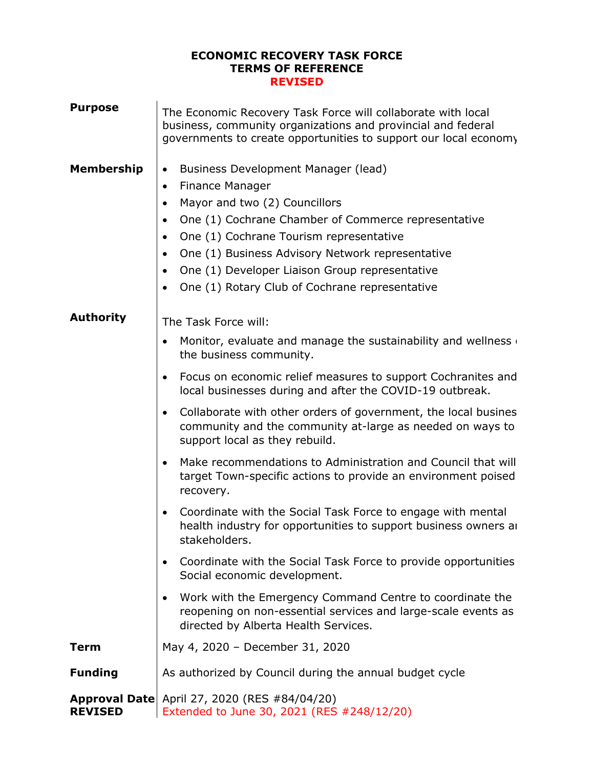# ECONOMIC RECOVERY TASK FORCE
# TERMS OF REFERENCE
# REVISED

**Purpose**

The Economic Recovery Task Force will collaborate with local business, community organizations and provincial and federal governments to create opportunities to support our local economy

**Membership**

- Business Development Manager (lead)
- Finance Manager
- Mayor and two (2) Councillors
- One (1) Cochrane Chamber of Commerce representative
- One (1) Cochrane Tourism representative
- One (1) Business Advisory Network representative
- One (1) Developer Liaison Group representative
- One (1) Rotary Club of Cochrane representative

**Authority**

The Task Force will:

- Monitor, evaluate and manage the sustainability and wellness of the business community.
- Focus on economic relief measures to support Cochranites and local businesses during and after the COVID-19 outbreak.
- Collaborate with other orders of government, the local business community and the community at-large as needed on ways to support local as they rebuild.
- Make recommendations to Administration and Council that will target Town-specific actions to provide an environment poised recovery.
- Coordinate with the Social Task Force to engage with mental health industry for opportunities to support business owners and stakeholders.
- Coordinate with the Social Task Force to provide opportunities Social economic development.
- Work with the Emergency Command Centre to coordinate the reopening on non-essential services and large-scale events as directed by Alberta Health Services.

**Term**

May 4, 2020 – December 31, 2020

**Funding**

As authorized by Council during the annual budget cycle

**Approval Date**
**REVISED**

April 27, 2020 (RES #84/04/20)
Extended to June 30, 2021 (RES #248/12/20)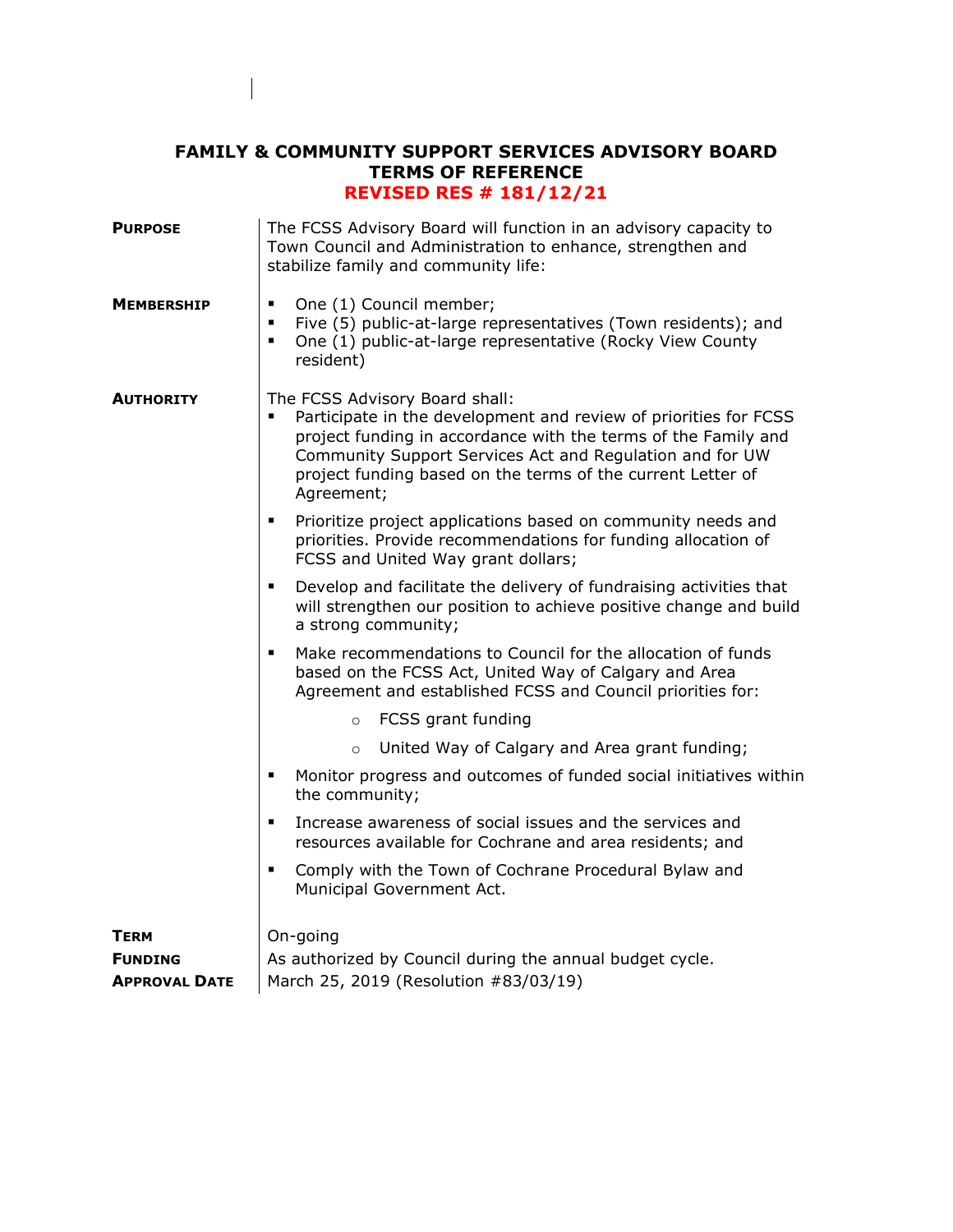# FAMILY & COMMUNITY SUPPORT SERVICES ADVISORY BOARD
## TERMS OF REFERENCE
### REVISED RES # 181/12/21

**PURPOSE**

The FCSS Advisory Board will function in an advisory capacity to Town Council and Administration to enhance, strengthen and stabilize family and community life:

**MEMBERSHIP**

- One (1) Council member;
- Five (5) public-at-large representatives (Town residents); and
- One (1) public-at-large representative (Rocky View County resident)

**AUTHORITY**

The FCSS Advisory Board shall:

- Participate in the development and review of priorities for FCSS project funding in accordance with the terms of the Family and Community Support Services Act and Regulation and for UW project funding based on the terms of the current Letter of Agreement;
- Prioritize project applications based on community needs and priorities. Provide recommendations for funding allocation of FCSS and United Way grant dollars;
- Develop and facilitate the delivery of fundraising activities that will strengthen our position to achieve positive change and build a strong community;
- Make recommendations to Council for the allocation of funds based on the FCSS Act, United Way of Calgary and Area Agreement and established FCSS and Council priorities for:
  - FCSS grant funding
  - United Way of Calgary and Area grant funding;
- Monitor progress and outcomes of funded social initiatives within the community;
- Increase awareness of social issues and the services and resources available for Cochrane and area residents; and
- Comply with the Town of Cochrane Procedural Bylaw and Municipal Government Act.

**TERM**

On-going

**FUNDING**

As authorized by Council during the annual budget cycle.

**APPROVAL DATE**

March 25, 2019 (Resolution #83/03/19)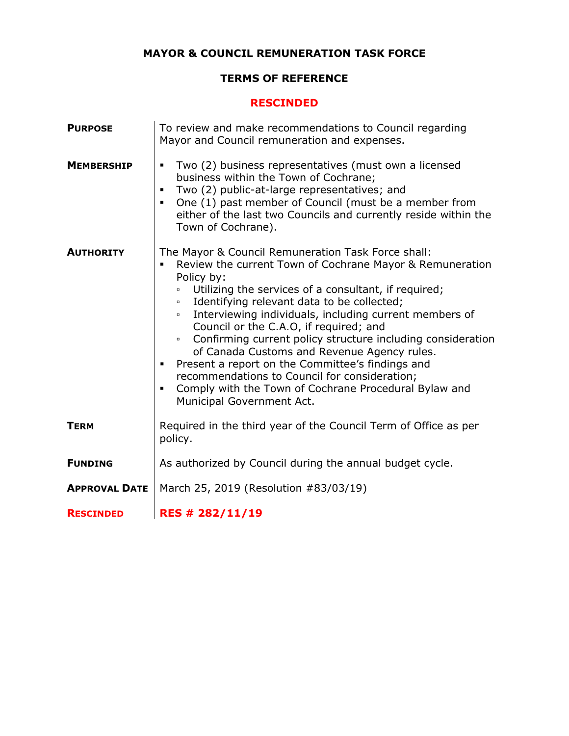# MAYOR & COUNCIL REMUNERATION TASK FORCE

## TERMS OF REFERENCE

## RESCINDED

| | |
|---|---|
| **PURPOSE** | To review and make recommendations to Council regarding Mayor and Council remuneration and expenses. |
| **MEMBERSHIP** | ▪ Two (2) business representatives (must own a licensed business within the Town of Cochrane;<br>▪ Two (2) public-at-large representatives; and<br>▪ One (1) past member of Council (must be a member from either of the last two Councils and currently reside within the Town of Cochrane). |
| **AUTHORITY** | The Mayor & Council Remuneration Task Force shall:<br>▪ Review the current Town of Cochrane Mayor & Remuneration Policy by:<br>&nbsp;&nbsp;▫ Utilizing the services of a consultant, if required;<br>&nbsp;&nbsp;▫ Identifying relevant data to be collected;<br>&nbsp;&nbsp;▫ Interviewing individuals, including current members of Council or the C.A.O, if required; and<br>&nbsp;&nbsp;▫ Confirming current policy structure including consideration of Canada Customs and Revenue Agency rules.<br>▪ Present a report on the Committee's findings and recommendations to Council for consideration;<br>▪ Comply with the Town of Cochrane Procedural Bylaw and Municipal Government Act. |
| **TERM** | Required in the third year of the Council Term of Office as per policy. |
| **FUNDING** | As authorized by Council during the annual budget cycle. |
| **APPROVAL DATE** | March 25, 2019 (Resolution #83/03/19) |
| **RESCINDED** | **RES # 282/11/19** |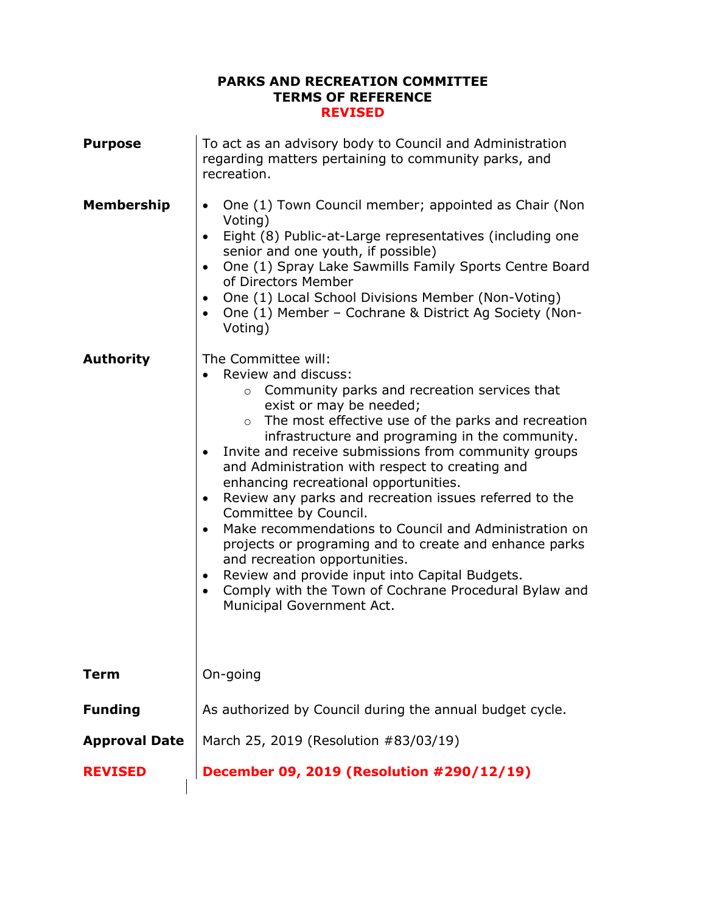# PARKS AND RECREATION COMMITTEE
# TERMS OF REFERENCE
# REVISED

| | |
|---|---|
| **Purpose** | To act as an advisory body to Council and Administration regarding matters pertaining to community parks, and recreation. |
| **Membership** | • One (1) Town Council member; appointed as Chair (Non Voting)<br>• Eight (8) Public-at-Large representatives (including one senior and one youth, if possible)<br>• One (1) Spray Lake Sawmills Family Sports Centre Board of Directors Member<br>• One (1) Local School Divisions Member (Non-Voting)<br>• One (1) Member – Cochrane & District Ag Society (Non-Voting) |
| **Authority** | The Committee will:<br>• Review and discuss:<br>&nbsp;&nbsp;&nbsp;&nbsp;○ Community parks and recreation services that exist or may be needed;<br>&nbsp;&nbsp;&nbsp;&nbsp;○ The most effective use of the parks and recreation infrastructure and programing in the community.<br>• Invite and receive submissions from community groups and Administration with respect to creating and enhancing recreational opportunities.<br>• Review any parks and recreation issues referred to the Committee by Council.<br>• Make recommendations to Council and Administration on projects or programing and to create and enhance parks and recreation opportunities.<br>• Review and provide input into Capital Budgets.<br>• Comply with the Town of Cochrane Procedural Bylaw and Municipal Government Act. |
| **Term** | On-going |
| **Funding** | As authorized by Council during the annual budget cycle. |
| **Approval Date** | March 25, 2019 (Resolution #83/03/19) |
| **REVISED** | **December 09, 2019 (Resolution #290/12/19)** |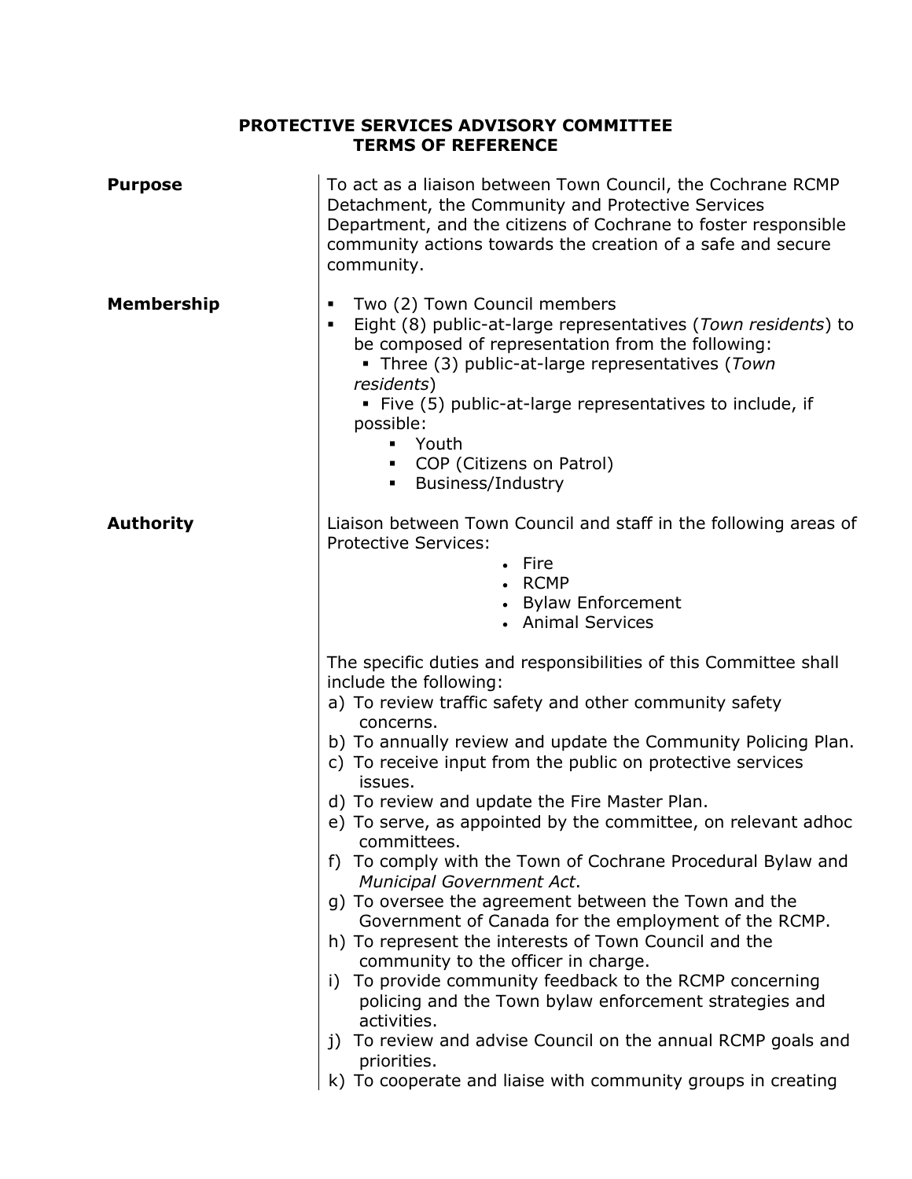# PROTECTIVE SERVICES ADVISORY COMMITTEE
## TERMS OF REFERENCE

**Purpose**

To act as a liaison between Town Council, the Cochrane RCMP Detachment, the Community and Protective Services Department, and the citizens of Cochrane to foster responsible community actions towards the creation of a safe and secure community.

**Membership**

- Two (2) Town Council members
- Eight (8) public-at-large representatives (*Town residents*) to be composed of representation from the following:
  - Three (3) public-at-large representatives (*Town residents*)
  - Five (5) public-at-large representatives to include, if possible:
    - Youth
    - COP (Citizens on Patrol)
    - Business/Industry

**Authority**

Liaison between Town Council and staff in the following areas of Protective Services:

- Fire
- RCMP
- Bylaw Enforcement
- Animal Services

The specific duties and responsibilities of this Committee shall include the following:

a) To review traffic safety and other community safety concerns.
b) To annually review and update the Community Policing Plan.
c) To receive input from the public on protective services issues.
d) To review and update the Fire Master Plan.
e) To serve, as appointed by the committee, on relevant adhoc committees.
f) To comply with the Town of Cochrane Procedural Bylaw and *Municipal Government Act*.
g) To oversee the agreement between the Town and the Government of Canada for the employment of the RCMP.
h) To represent the interests of Town Council and the community to the officer in charge.
i) To provide community feedback to the RCMP concerning policing and the Town bylaw enforcement strategies and activities.
j) To review and advise Council on the annual RCMP goals and priorities.
k) To cooperate and liaise with community groups in creating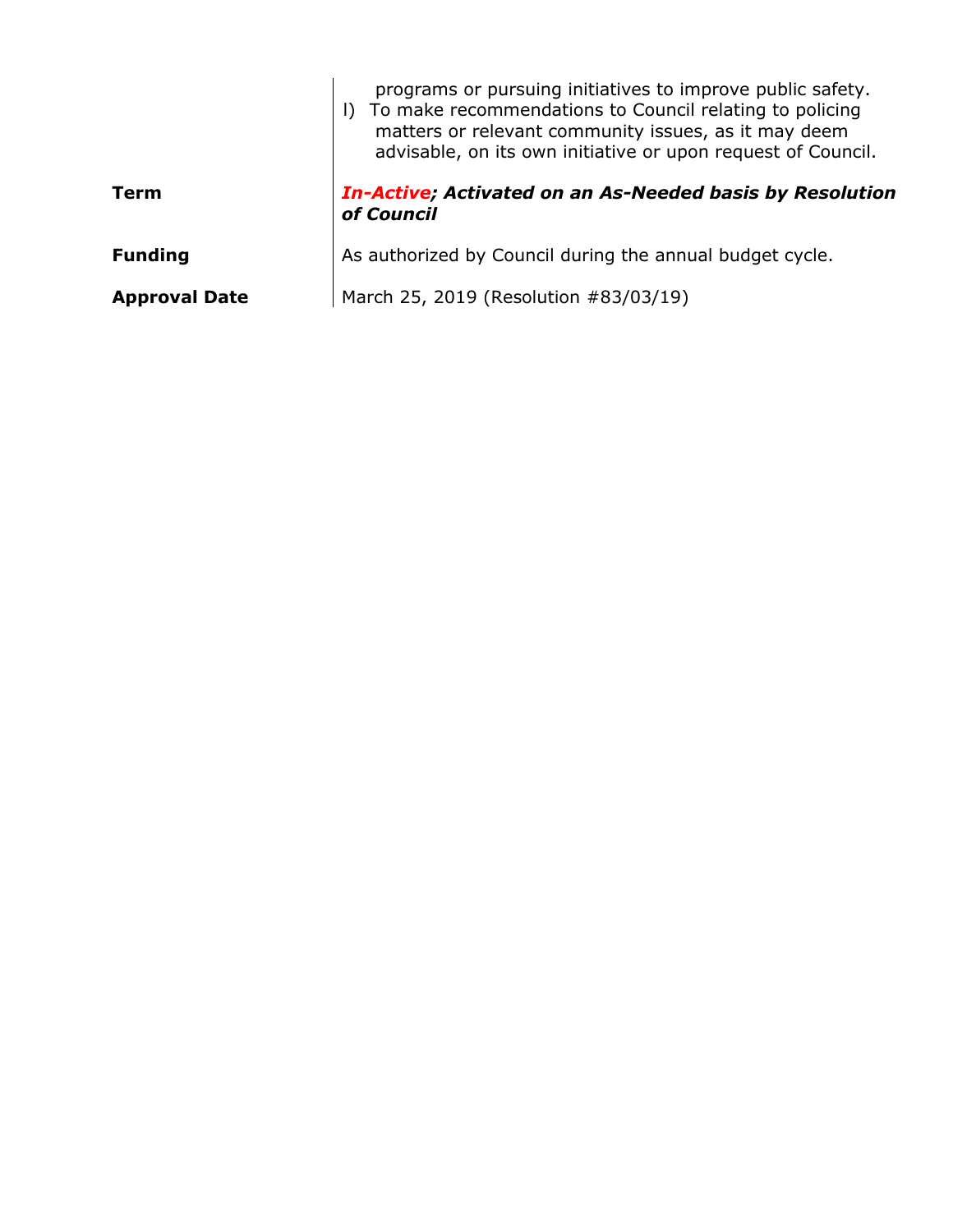| | |
|---|---|
| | programs or pursuing initiatives to improve public safety.<br>l) To make recommendations to Council relating to policing matters or relevant community issues, as it may deem advisable, on its own initiative or upon request of Council. |
| **Term** | ***In-Active; Activated on an As-Needed basis by Resolution of Council*** |
| **Funding** | As authorized by Council during the annual budget cycle. |
| **Approval Date** | March 25, 2019 (Resolution #83/03/19) |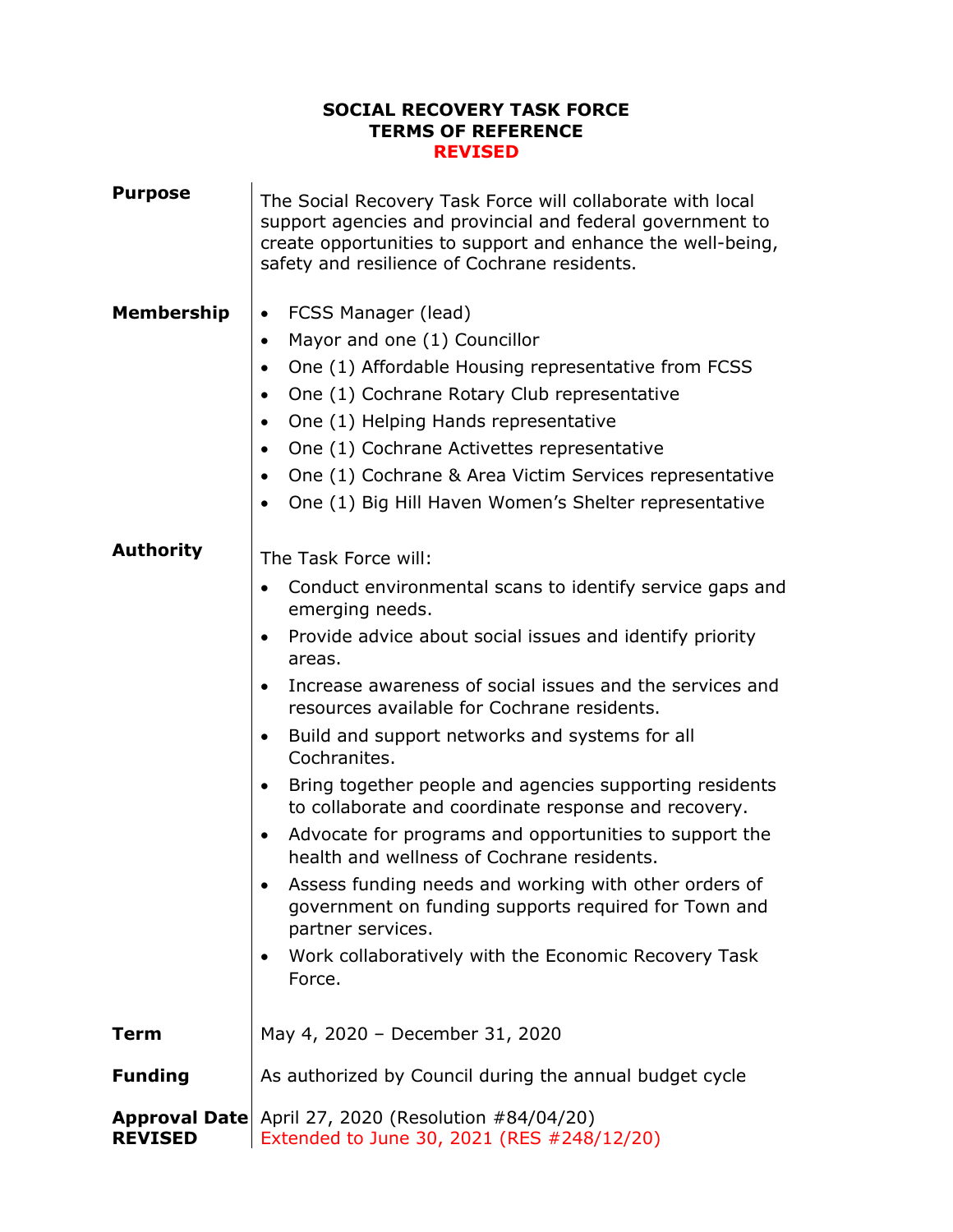# SOCIAL RECOVERY TASK FORCE
## TERMS OF REFERENCE
## REVISED

**Purpose**

The Social Recovery Task Force will collaborate with local support agencies and provincial and federal government to create opportunities to support and enhance the well-being, safety and resilience of Cochrane residents.

**Membership**

- FCSS Manager (lead)
- Mayor and one (1) Councillor
- One (1) Affordable Housing representative from FCSS
- One (1) Cochrane Rotary Club representative
- One (1) Helping Hands representative
- One (1) Cochrane Activettes representative
- One (1) Cochrane & Area Victim Services representative
- One (1) Big Hill Haven Women's Shelter representative

**Authority**

The Task Force will:

- Conduct environmental scans to identify service gaps and emerging needs.
- Provide advice about social issues and identify priority areas.
- Increase awareness of social issues and the services and resources available for Cochrane residents.
- Build and support networks and systems for all Cochranites.
- Bring together people and agencies supporting residents to collaborate and coordinate response and recovery.
- Advocate for programs and opportunities to support the health and wellness of Cochrane residents.
- Assess funding needs and working with other orders of government on funding supports required for Town and partner services.
- Work collaboratively with the Economic Recovery Task Force.

**Term**

May 4, 2020 – December 31, 2020

**Funding**

As authorized by Council during the annual budget cycle

**Approval Date**
**REVISED**

April 27, 2020 (Resolution #84/04/20)
Extended to June 30, 2021 (RES #248/12/20)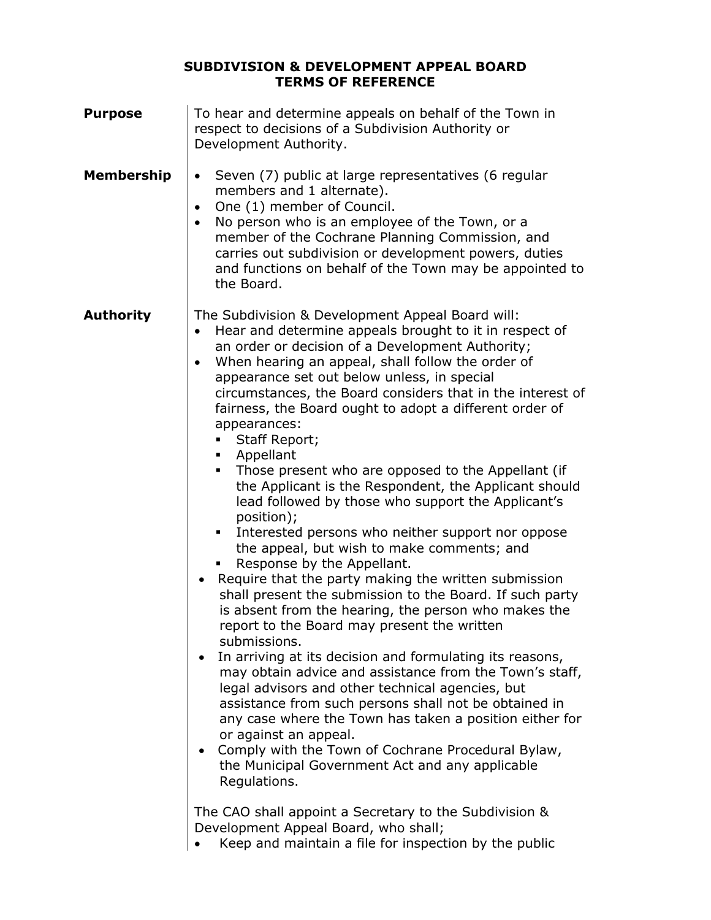# SUBDIVISION & DEVELOPMENT APPEAL BOARD TERMS OF REFERENCE

**Purpose**

To hear and determine appeals on behalf of the Town in respect to decisions of a Subdivision Authority or Development Authority.

**Membership**

- Seven (7) public at large representatives (6 regular members and 1 alternate).
- One (1) member of Council.
- No person who is an employee of the Town, or a member of the Cochrane Planning Commission, and carries out subdivision or development powers, duties and functions on behalf of the Town may be appointed to the Board.

**Authority**

The Subdivision & Development Appeal Board will:

- Hear and determine appeals brought to it in respect of an order or decision of a Development Authority;
- When hearing an appeal, shall follow the order of appearance set out below unless, in special circumstances, the Board considers that in the interest of fairness, the Board ought to adopt a different order of appearances:
  - Staff Report;
  - Appellant
  - Those present who are opposed to the Appellant (if the Applicant is the Respondent, the Applicant should lead followed by those who support the Applicant's position);
  - Interested persons who neither support nor oppose the appeal, but wish to make comments; and
  - Response by the Appellant.
- Require that the party making the written submission shall present the submission to the Board. If such party is absent from the hearing, the person who makes the report to the Board may present the written submissions.
- In arriving at its decision and formulating its reasons, may obtain advice and assistance from the Town's staff, legal advisors and other technical agencies, but assistance from such persons shall not be obtained in any case where the Town has taken a position either for or against an appeal.
- Comply with the Town of Cochrane Procedural Bylaw, the Municipal Government Act and any applicable Regulations.

The CAO shall appoint a Secretary to the Subdivision & Development Appeal Board, who shall;

- Keep and maintain a file for inspection by the public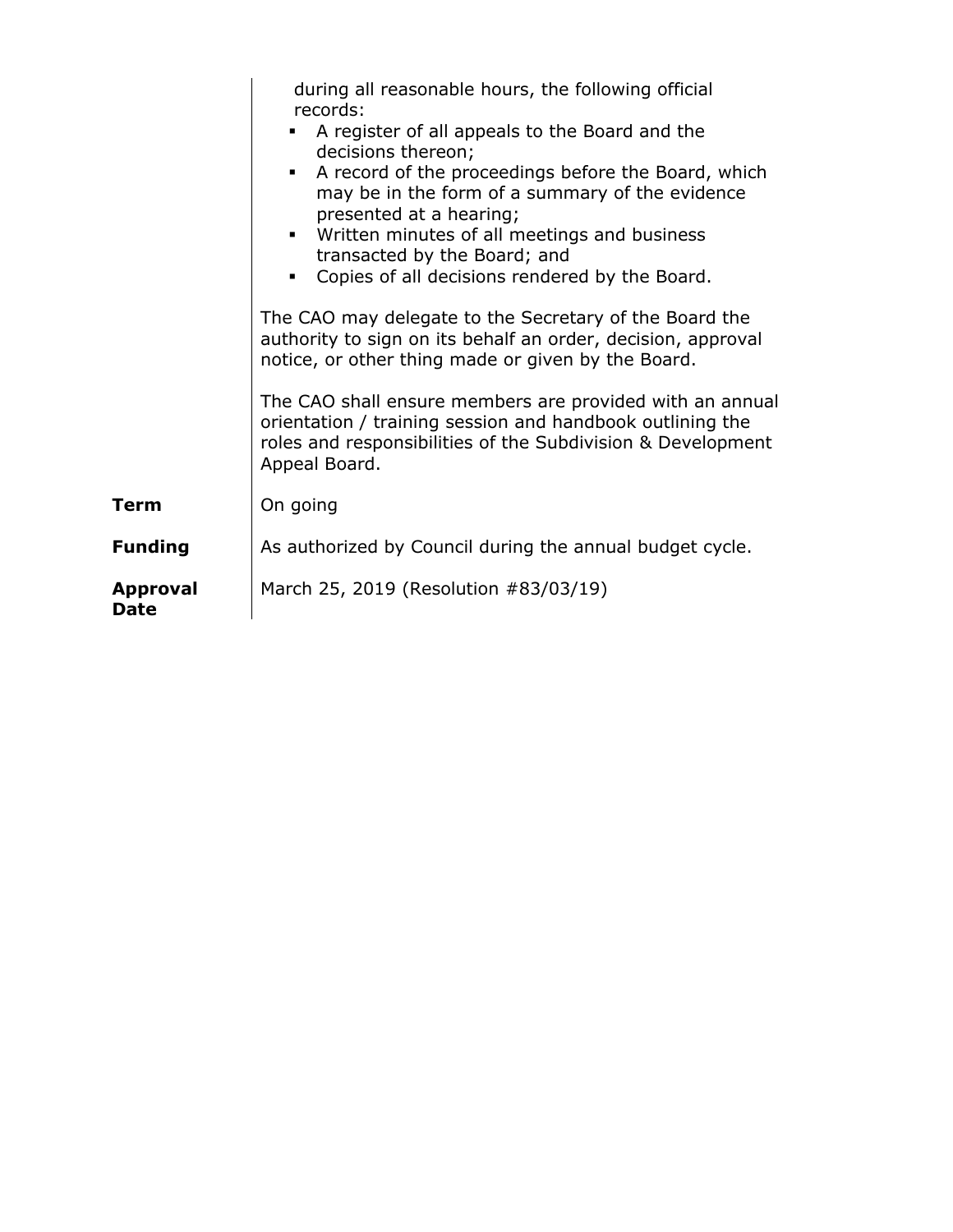| | |
|---|---|
| | during all reasonable hours, the following official records:<br>▪ A register of all appeals to the Board and the decisions thereon;<br>▪ A record of the proceedings before the Board, which may be in the form of a summary of the evidence presented at a hearing;<br>▪ Written minutes of all meetings and business transacted by the Board; and<br>▪ Copies of all decisions rendered by the Board.<br><br>The CAO may delegate to the Secretary of the Board the authority to sign on its behalf an order, decision, approval notice, or other thing made or given by the Board.<br><br>The CAO shall ensure members are provided with an annual orientation / training session and handbook outlining the roles and responsibilities of the Subdivision & Development Appeal Board. |
| **Term** | On going |
| **Funding** | As authorized by Council during the annual budget cycle. |
| **Approval Date** | March 25, 2019 (Resolution #83/03/19) |